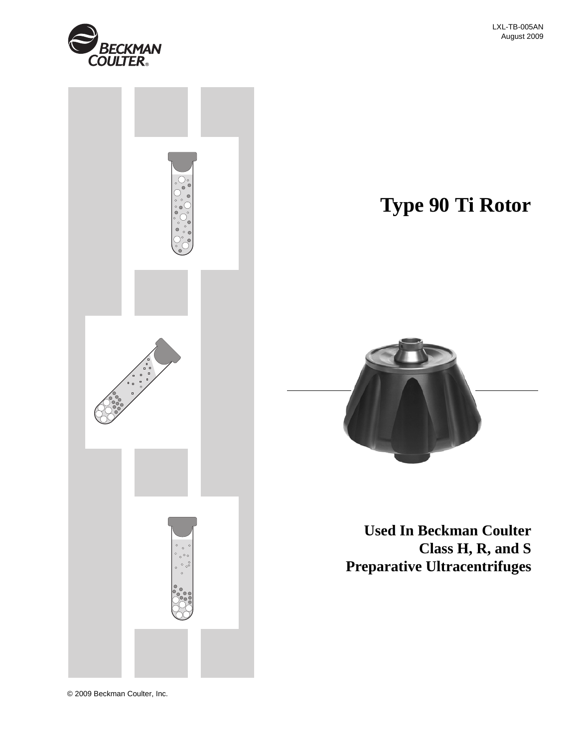LXL-TB-005AN
August 2009

# Type 90 Ti Rotor

**Used In Beckman Coulter Class H, R, and S Preparative Ultracentrifuges**

© 2009 Beckman Coulter, Inc.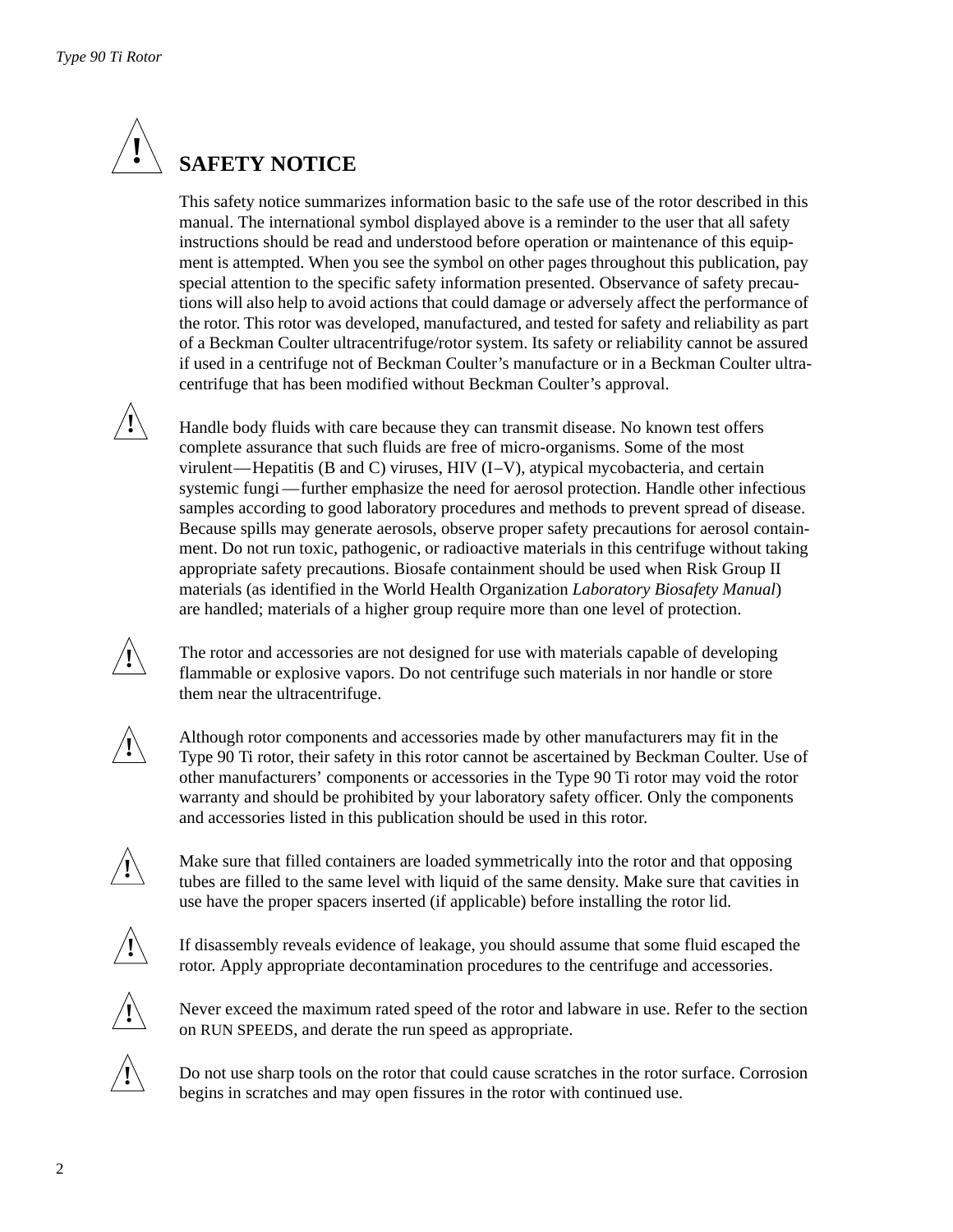# SAFETY NOTICE

This safety notice summarizes information basic to the safe use of the rotor described in this manual. The international symbol displayed above is a reminder to the user that all safety instructions should be read and understood before operation or maintenance of this equipment is attempted. When you see the symbol on other pages throughout this publication, pay special attention to the specific safety information presented. Observance of safety precautions will also help to avoid actions that could damage or adversely affect the performance of the rotor. This rotor was developed, manufactured, and tested for safety and reliability as part of a Beckman Coulter ultracentrifuge/rotor system. Its safety or reliability cannot be assured if used in a centrifuge not of Beckman Coulter's manufacture or in a Beckman Coulter ultracentrifuge that has been modified without Beckman Coulter's approval.

Handle body fluids with care because they can transmit disease. No known test offers complete assurance that such fluids are free of micro-organisms. Some of the most virulent—Hepatitis (B and C) viruses, HIV (I–V), atypical mycobacteria, and certain systemic fungi—further emphasize the need for aerosol protection. Handle other infectious samples according to good laboratory procedures and methods to prevent spread of disease. Because spills may generate aerosols, observe proper safety precautions for aerosol containment. Do not run toxic, pathogenic, or radioactive materials in this centrifuge without taking appropriate safety precautions. Biosafe containment should be used when Risk Group II materials (as identified in the World Health Organization *Laboratory Biosafety Manual*) are handled; materials of a higher group require more than one level of protection.

The rotor and accessories are not designed for use with materials capable of developing flammable or explosive vapors. Do not centrifuge such materials in nor handle or store them near the ultracentrifuge.

Although rotor components and accessories made by other manufacturers may fit in the Type 90 Ti rotor, their safety in this rotor cannot be ascertained by Beckman Coulter. Use of other manufacturers' components or accessories in the Type 90 Ti rotor may void the rotor warranty and should be prohibited by your laboratory safety officer. Only the components and accessories listed in this publication should be used in this rotor.

Make sure that filled containers are loaded symmetrically into the rotor and that opposing tubes are filled to the same level with liquid of the same density. Make sure that cavities in use have the proper spacers inserted (if applicable) before installing the rotor lid.

If disassembly reveals evidence of leakage, you should assume that some fluid escaped the rotor. Apply appropriate decontamination procedures to the centrifuge and accessories.

Never exceed the maximum rated speed of the rotor and labware in use. Refer to the section on RUN SPEEDS, and derate the run speed as appropriate.

Do not use sharp tools on the rotor that could cause scratches in the rotor surface. Corrosion begins in scratches and may open fissures in the rotor with continued use.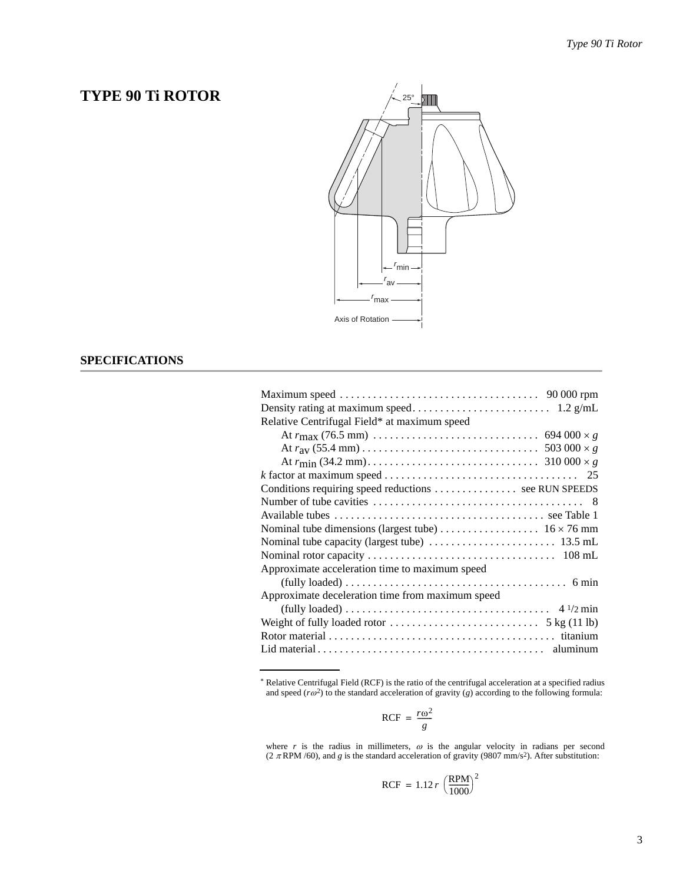# TYPE 90 Ti ROTOR

## SPECIFICATIONS

Maximum speed . . . . . . . . . . . . . . . . . . . . . . . . . . . . . . . . . . . . 90 000 rpm
Density rating at maximum speed . . . . . . . . . . . . . . . . . . . . . . . . . 1.2 g/mL
Relative Centrifugal Field* at maximum speed
At $r_{max}$ (76.5 mm) . . . . . . . . . . . . . . . . . . . . . . . . . . . . . 694 000 × *g*
At $r_{av}$ (55.4 mm) . . . . . . . . . . . . . . . . . . . . . . . . . . . . . . . 503 000 × *g*
At $r_{min}$ (34.2 mm) . . . . . . . . . . . . . . . . . . . . . . . . . . . . . . 310 000 × *g*
*k* factor at maximum speed . . . . . . . . . . . . . . . . . . . . . . . . . . . . . . . . . . 25
Conditions requiring speed reductions . . . . . . . . . . . . . . . see RUN SPEEDS
Number of tube cavities . . . . . . . . . . . . . . . . . . . . . . . . . . . . . . . . . . . . . 8
Available tubes . . . . . . . . . . . . . . . . . . . . . . . . . . . . . . . . . . . . . . see Table 1
Nominal tube dimensions (largest tube) . . . . . . . . . . . . . . . . . . 16 × 76 mm
Nominal tube capacity (largest tube) . . . . . . . . . . . . . . . . . . . . . . . 13.5 mL
Nominal rotor capacity . . . . . . . . . . . . . . . . . . . . . . . . . . . . . . . . . . 108 mL
Approximate acceleration time to maximum speed
(fully loaded) . . . . . . . . . . . . . . . . . . . . . . . . . . . . . . . . . . . . . . . . 6 min
Approximate deceleration time from maximum speed
(fully loaded) . . . . . . . . . . . . . . . . . . . . . . . . . . . . . . . . . . . . 4 1/2 min
Weight of fully loaded rotor . . . . . . . . . . . . . . . . . . . . . . . . . . . 5 kg (11 lb)
Rotor material . . . . . . . . . . . . . . . . . . . . . . . . . . . . . . . . . . . . . . . . . titanium
Lid material . . . . . . . . . . . . . . . . . . . . . . . . . . . . . . . . . . . . . . . . . aluminum

---

* Relative Centrifugal Field (RCF) is the ratio of the centrifugal acceleration at a specified radius and speed ($r\omega^2$) to the standard acceleration of gravity (*g*) according to the following formula:

$$\text{RCF} = \frac{r\omega^2}{g}$$

where *r* is the radius in millimeters, $\omega$ is the angular velocity in radians per second ($2\pi$ RPM /60), and *g* is the standard acceleration of gravity (9807 mm/s²). After substitution:

$$\text{RCF} = 1.12\,r\left(\frac{\text{RPM}}{1000}\right)^2$$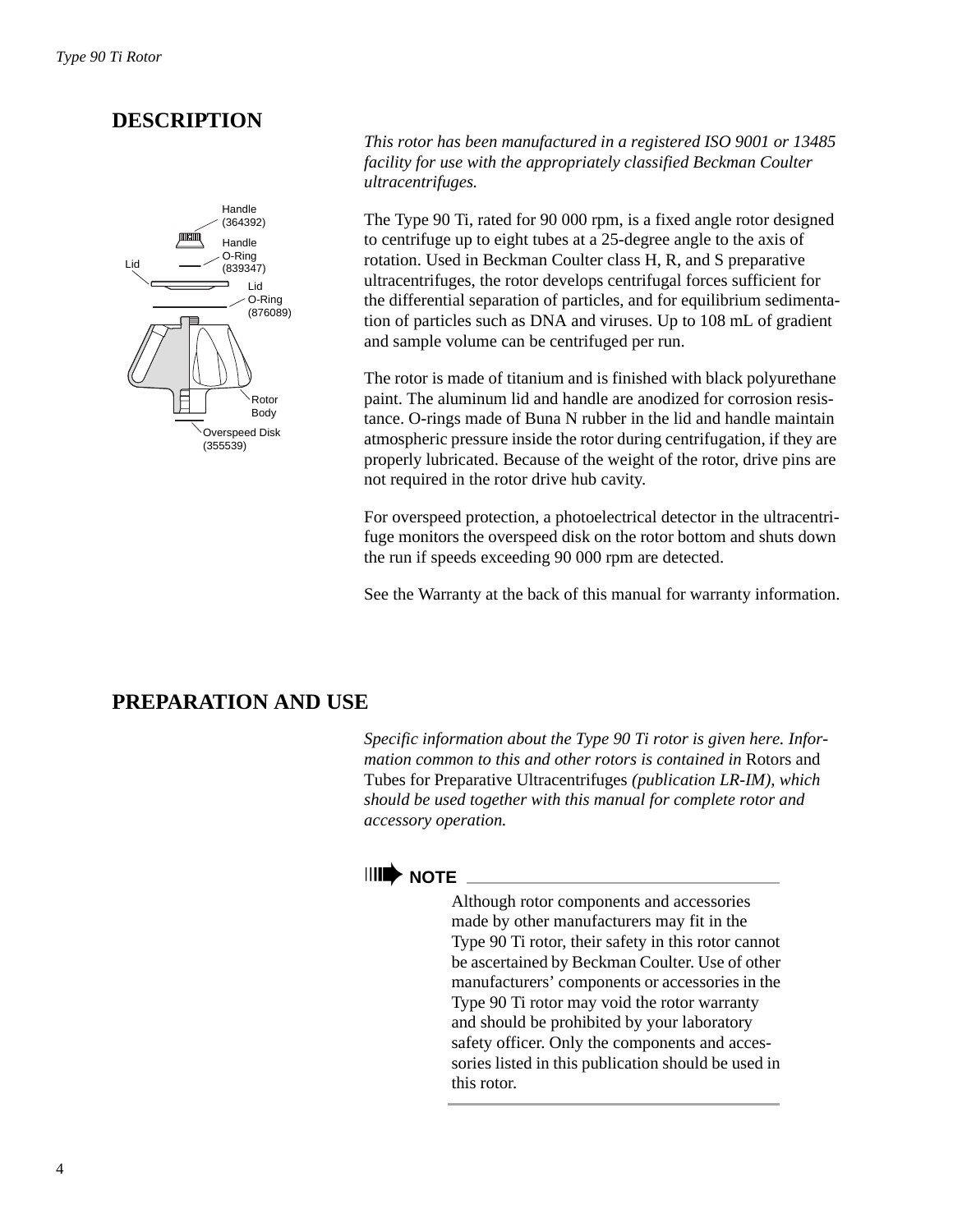## DESCRIPTION

Handle (364392)

Handle O-Ring (839347)

Lid

Lid O-Ring (876089)

Rotor Body

Overspeed Disk (355539)

*This rotor has been manufactured in a registered ISO 9001 or 13485 facility for use with the appropriately classified Beckman Coulter ultracentrifuges.*

The Type 90 Ti, rated for 90 000 rpm, is a fixed angle rotor designed to centrifuge up to eight tubes at a 25-degree angle to the axis of rotation. Used in Beckman Coulter class H, R, and S preparative ultracentrifuges, the rotor develops centrifugal forces sufficient for the differential separation of particles, and for equilibrium sedimentation of particles such as DNA and viruses. Up to 108 mL of gradient and sample volume can be centrifuged per run.

The rotor is made of titanium and is finished with black polyurethane paint. The aluminum lid and handle are anodized for corrosion resistance. O-rings made of Buna N rubber in the lid and handle maintain atmospheric pressure inside the rotor during centrifugation, if they are properly lubricated. Because of the weight of the rotor, drive pins are not required in the rotor drive hub cavity.

For overspeed protection, a photoelectrical detector in the ultracentrifuge monitors the overspeed disk on the rotor bottom and shuts down the run if speeds exceeding 90 000 rpm are detected.

See the Warranty at the back of this manual for warranty information.

## PREPARATION AND USE

*Specific information about the Type 90 Ti rotor is given here. Information common to this and other rotors is contained in* Rotors and Tubes for Preparative Ultracentrifuges *(publication LR-IM), which should be used together with this manual for complete rotor and accessory operation.*

**NOTE**

Although rotor components and accessories made by other manufacturers may fit in the Type 90 Ti rotor, their safety in this rotor cannot be ascertained by Beckman Coulter. Use of other manufacturers' components or accessories in the Type 90 Ti rotor may void the rotor warranty and should be prohibited by your laboratory safety officer. Only the components and accessories listed in this publication should be used in this rotor.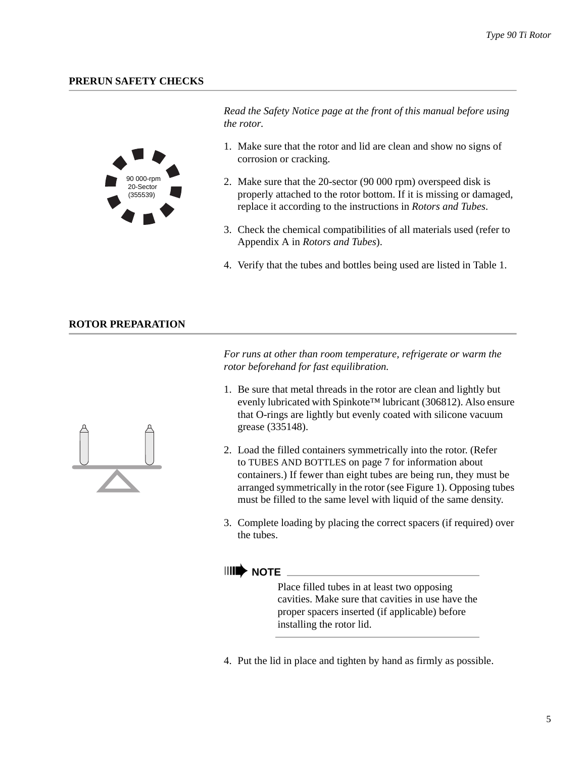## PRERUN SAFETY CHECKS

90 000-rpm
20-Sector
(355539)

*Read the Safety Notice page at the front of this manual before using the rotor.*

1. Make sure that the rotor and lid are clean and show no signs of corrosion or cracking.
2. Make sure that the 20-sector (90 000 rpm) overspeed disk is properly attached to the rotor bottom. If it is missing or damaged, replace it according to the instructions in *Rotors and Tubes*.
3. Check the chemical compatibilities of all materials used (refer to Appendix A in *Rotors and Tubes*).
4. Verify that the tubes and bottles being used are listed in Table 1.

## ROTOR PREPARATION

*For runs at other than room temperature, refrigerate or warm the rotor beforehand for fast equilibration.*

1. Be sure that metal threads in the rotor are clean and lightly but evenly lubricated with Spinkote™ lubricant (306812). Also ensure that O-rings are lightly but evenly coated with silicone vacuum grease (335148).
2. Load the filled containers symmetrically into the rotor. (Refer to TUBES AND BOTTLES on page 7 for information about containers.) If fewer than eight tubes are being run, they must be arranged symmetrically in the rotor (see Figure 1). Opposing tubes must be filled to the same level with liquid of the same density.
3. Complete loading by placing the correct spacers (if required) over the tubes.

> **NOTE**
>
> Place filled tubes in at least two opposing cavities. Make sure that cavities in use have the proper spacers inserted (if applicable) before installing the rotor lid.

4. Put the lid in place and tighten by hand as firmly as possible.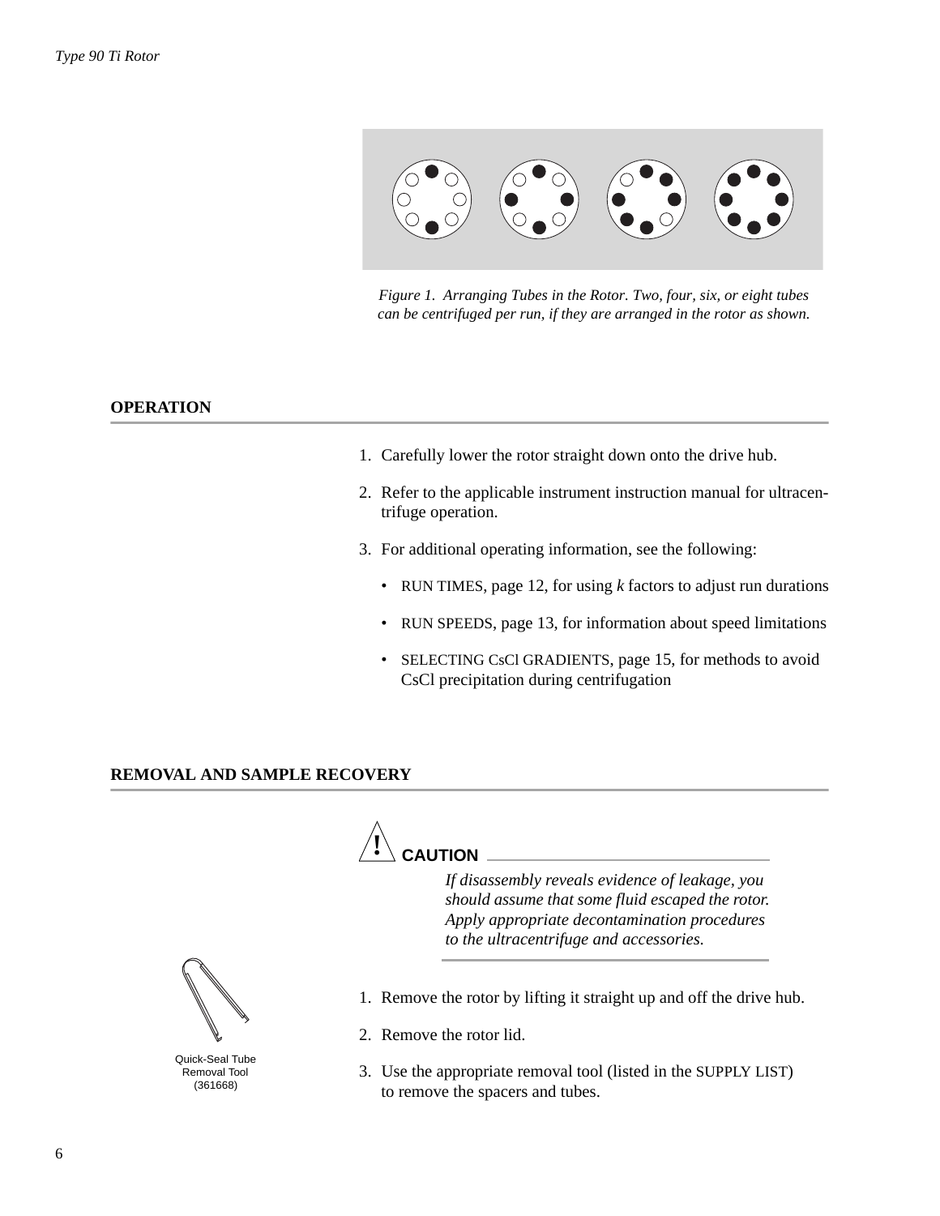*Figure 1. Arranging Tubes in the Rotor. Two, four, six, or eight tubes can be centrifuged per run, if they are arranged in the rotor as shown.*

## OPERATION

1. Carefully lower the rotor straight down onto the drive hub.
2. Refer to the applicable instrument instruction manual for ultracentrifuge operation.
3. For additional operating information, see the following:
   - RUN TIMES, page 12, for using *k* factors to adjust run durations
   - RUN SPEEDS, page 13, for information about speed limitations
   - SELECTING CsCl GRADIENTS, page 15, for methods to avoid CsCl precipitation during centrifugation

## REMOVAL AND SAMPLE RECOVERY

**CAUTION**

*If disassembly reveals evidence of leakage, you should assume that some fluid escaped the rotor. Apply appropriate decontamination procedures to the ultracentrifuge and accessories.*

Quick-Seal Tube Removal Tool (361668)

1. Remove the rotor by lifting it straight up and off the drive hub.
2. Remove the rotor lid.
3. Use the appropriate removal tool (listed in the SUPPLY LIST) to remove the spacers and tubes.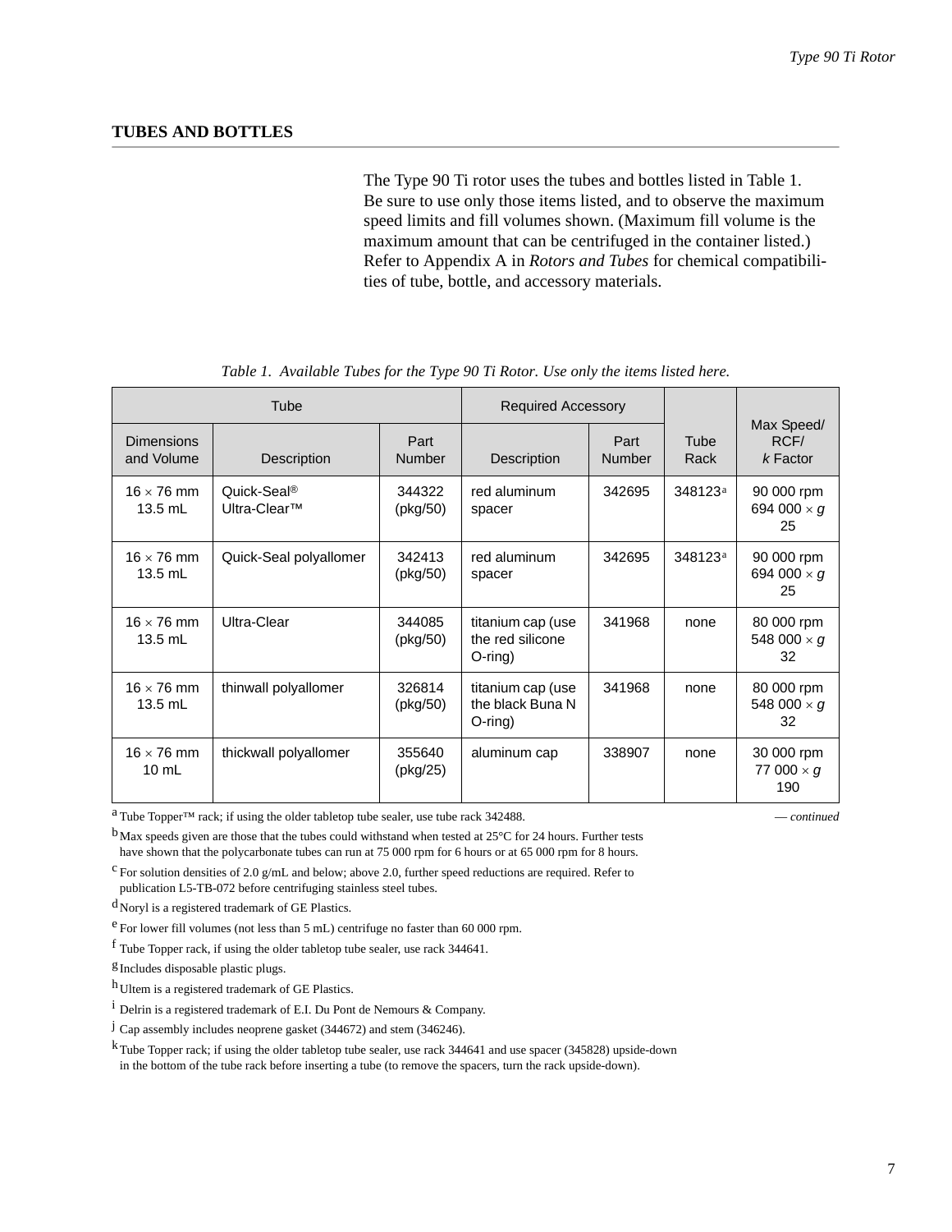## TUBES AND BOTTLES

The Type 90 Ti rotor uses the tubes and bottles listed in Table 1. Be sure to use only those items listed, and to observe the maximum speed limits and fill volumes shown. (Maximum fill volume is the maximum amount that can be centrifuged in the container listed.) Refer to Appendix A in *Rotors and Tubes* for chemical compatibilities of tube, bottle, and accessory materials.

*Table 1. Available Tubes for the Type 90 Ti Rotor. Use only the items listed here.*

| Tube | | | Required Accessory | | Tube Rack | Max Speed/ RCF/ *k* Factor |
|---|---|---|---|---|---|---|
| Dimensions and Volume | Description | Part Number | Description | Part Number | | |
| 16 × 76 mm 13.5 mL | Quick-Seal® Ultra-Clear™ | 344322 (pkg/50) | red aluminum spacer | 342695 | 348123[a] | 90 000 rpm 694 000 × *g* 25 |
| 16 × 76 mm 13.5 mL | Quick-Seal polyallomer | 342413 (pkg/50) | red aluminum spacer | 342695 | 348123[a] | 90 000 rpm 694 000 × *g* 25 |
| 16 × 76 mm 13.5 mL | Ultra-Clear | 344085 (pkg/50) | titanium cap (use the red silicone O-ring) | 341968 | none | 80 000 rpm 548 000 × *g* 32 |
| 16 × 76 mm 13.5 mL | thinwall polyallomer | 326814 (pkg/50) | titanium cap (use the black Buna N O-ring) | 341968 | none | 80 000 rpm 548 000 × *g* 32 |
| 16 × 76 mm 10 mL | thickwall polyallomer | 355640 (pkg/25) | aluminum cap | 338907 | none | 30 000 rpm 77 000 × *g* 190 |

*— continued*

[a] Tube Topper™ rack; if using the older tabletop tube sealer, use tube rack 342488.

[b] Max speeds given are those that the tubes could withstand when tested at 25°C for 24 hours. Further tests have shown that the polycarbonate tubes can run at 75 000 rpm for 6 hours or at 65 000 rpm for 8 hours.

[c] For solution densities of 2.0 g/mL and below; above 2.0, further speed reductions are required. Refer to publication L5-TB-072 before centrifuging stainless steel tubes.

[d] Noryl is a registered trademark of GE Plastics.

[e] For lower fill volumes (not less than 5 mL) centrifuge no faster than 60 000 rpm.

[f] Tube Topper rack, if using the older tabletop tube sealer, use rack 344641.

[g] Includes disposable plastic plugs.

[h] Ultem is a registered trademark of GE Plastics.

[i] Delrin is a registered trademark of E.I. Du Pont de Nemours & Company.

[j] Cap assembly includes neoprene gasket (344672) and stem (346246).

[k] Tube Topper rack; if using the older tabletop tube sealer, use rack 344641 and use spacer (345828) upside-down in the bottom of the tube rack before inserting a tube (to remove the spacers, turn the rack upside-down).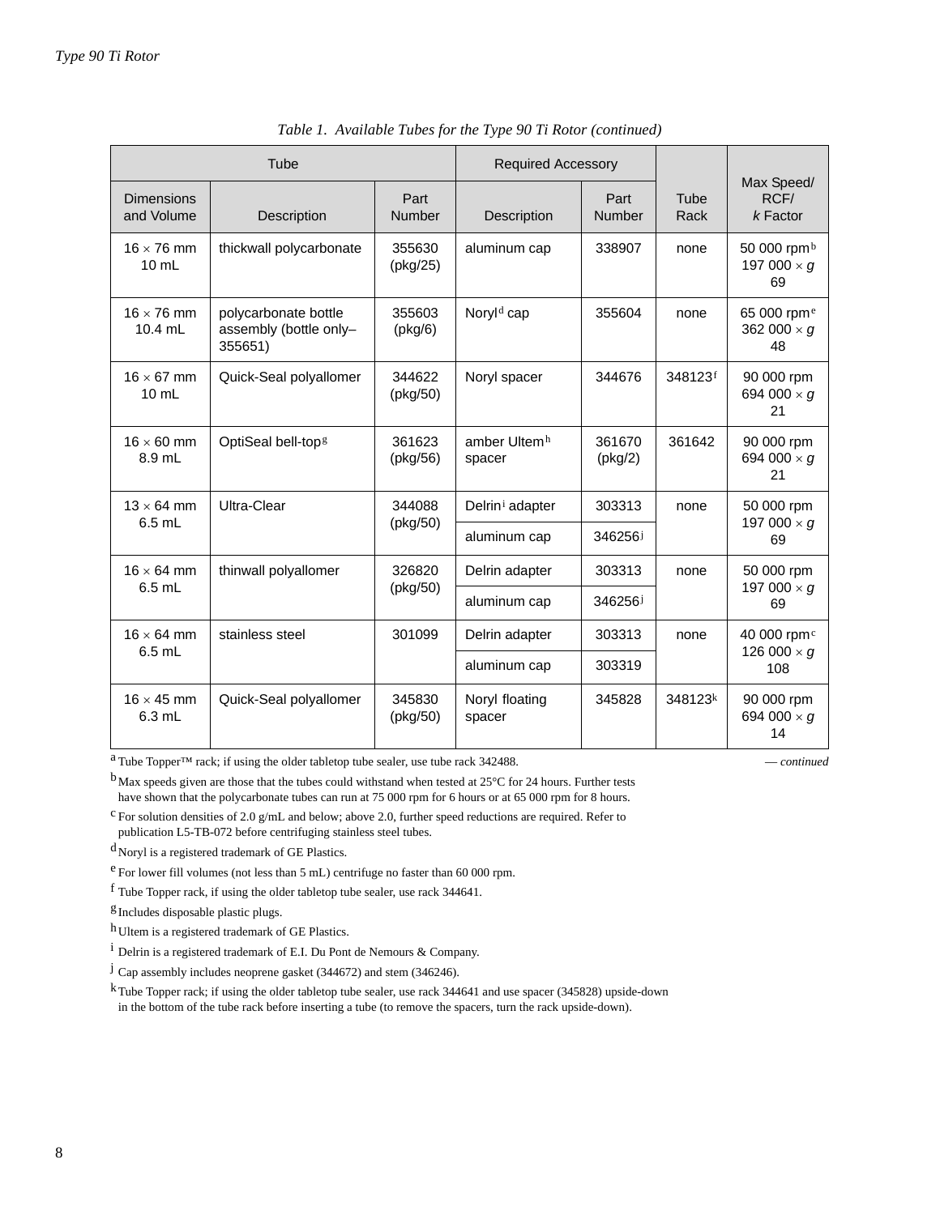*Table 1. Available Tubes for the Type 90 Ti Rotor (continued)*

| Tube | | | Required Accessory | | | |
|---|---|---|---|---|---|---|
| Dimensions and Volume | Description | Part Number | Description | Part Number | Tube Rack | Max Speed/ RCF/ *k* Factor |
| 16 × 76 mm 10 mL | thickwall polycarbonate | 355630 (pkg/25) | aluminum cap | 338907 | none | 50 000 rpm[b] 197 000 × *g* 69 |
| 16 × 76 mm 10.4 mL | polycarbonate bottle assembly (bottle only–355651) | 355603 (pkg/6) | Noryl[d] cap | 355604 | none | 65 000 rpm[e] 362 000 × *g* 48 |
| 16 × 67 mm 10 mL | Quick-Seal polyallomer | 344622 (pkg/50) | Noryl spacer | 344676 | 348123[f] | 90 000 rpm 694 000 × *g* 21 |
| 16 × 60 mm 8.9 mL | OptiSeal bell-top[g] | 361623 (pkg/56) | amber Ultem[h] spacer | 361670 (pkg/2) | 361642 | 90 000 rpm 694 000 × *g* 21 |
| 13 × 64 mm 6.5 mL | Ultra-Clear | 344088 (pkg/50) | Delrin[i] adapter | 303313 | none | 50 000 rpm 197 000 × *g* 69 |
| | | | aluminum cap | 346256[j] | | |
| 16 × 64 mm 6.5 mL | thinwall polyallomer | 326820 (pkg/50) | Delrin adapter | 303313 | none | 50 000 rpm 197 000 × *g* 69 |
| | | | aluminum cap | 346256[j] | | |
| 16 × 64 mm 6.5 mL | stainless steel | 301099 | Delrin adapter | 303313 | none | 40 000 rpm[c] 126 000 × *g* 108 |
| | | | aluminum cap | 303319 | | |
| 16 × 45 mm 6.3 mL | Quick-Seal polyallomer | 345830 (pkg/50) | Noryl floating spacer | 345828 | 348123[k] | 90 000 rpm 694 000 × *g* 14 |

*— continued*

[a] Tube Topper™ rack; if using the older tabletop tube sealer, use tube rack 342488.

[b] Max speeds given are those that the tubes could withstand when tested at 25°C for 24 hours. Further tests have shown that the polycarbonate tubes can run at 75 000 rpm for 6 hours or at 65 000 rpm for 8 hours.

[c] For solution densities of 2.0 g/mL and below; above 2.0, further speed reductions are required. Refer to publication L5-TB-072 before centrifuging stainless steel tubes.

[d] Noryl is a registered trademark of GE Plastics.

[e] For lower fill volumes (not less than 5 mL) centrifuge no faster than 60 000 rpm.

[f] Tube Topper rack, if using the older tabletop tube sealer, use rack 344641.

[g] Includes disposable plastic plugs.

[h] Ultem is a registered trademark of GE Plastics.

[i] Delrin is a registered trademark of E.I. Du Pont de Nemours & Company.

[j] Cap assembly includes neoprene gasket (344672) and stem (346246).

[k] Tube Topper rack; if using the older tabletop tube sealer, use rack 344641 and use spacer (345828) upside-down in the bottom of the tube rack before inserting a tube (to remove the spacers, turn the rack upside-down).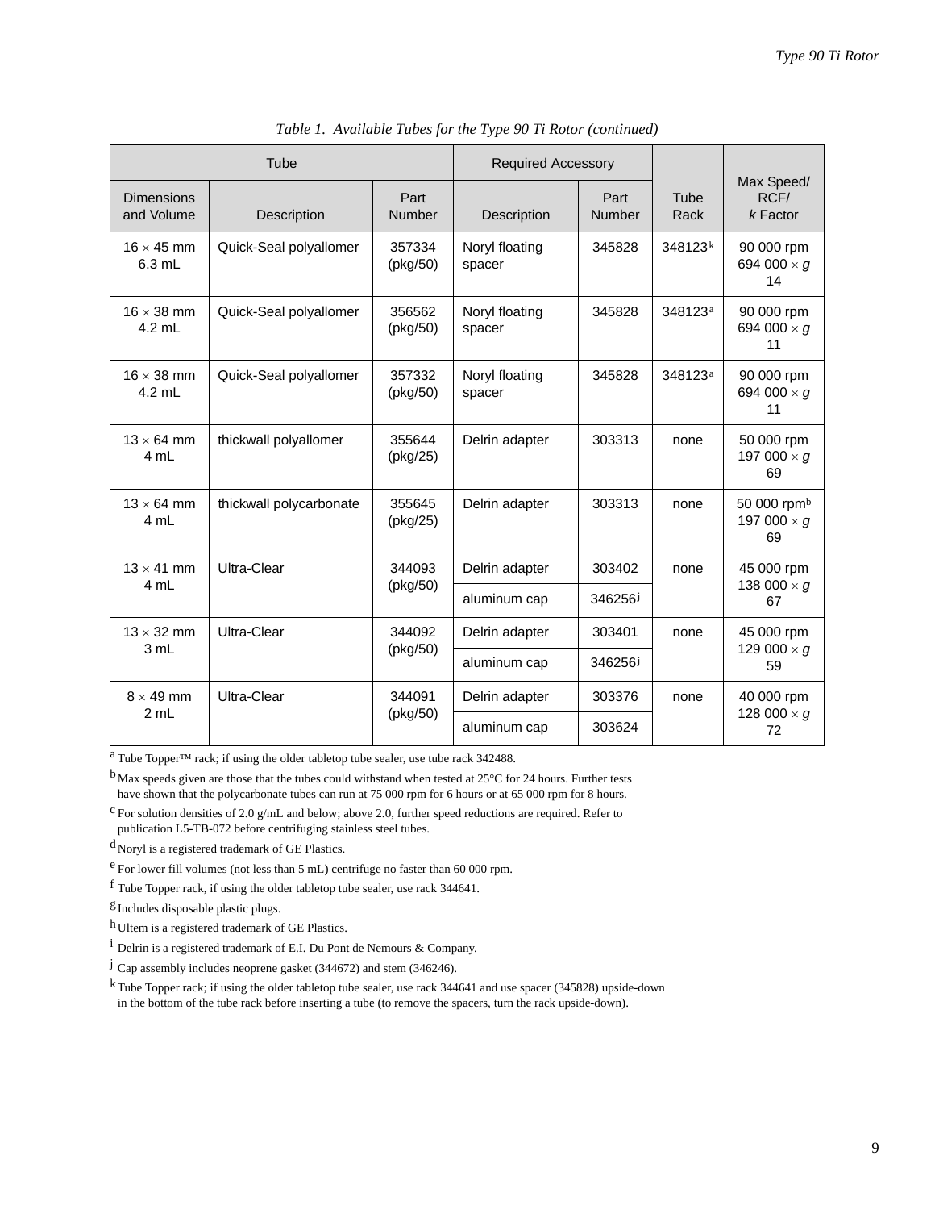*Table 1. Available Tubes for the Type 90 Ti Rotor (continued)*

| Tube | | | Required Accessory | | Tube Rack | Max Speed/ RCF/ *k* Factor |
|---|---|---|---|---|---|---|
| Dimensions and Volume | Description | Part Number | Description | Part Number | | |
| 16 × 45 mm 6.3 mL | Quick-Seal polyallomer | 357334 (pkg/50) | Noryl floating spacer | 345828 | 348123[k] | 90 000 rpm 694 000 × *g* 14 |
| 16 × 38 mm 4.2 mL | Quick-Seal polyallomer | 356562 (pkg/50) | Noryl floating spacer | 345828 | 348123[a] | 90 000 rpm 694 000 × *g* 11 |
| 16 × 38 mm 4.2 mL | Quick-Seal polyallomer | 357332 (pkg/50) | Noryl floating spacer | 345828 | 348123[a] | 90 000 rpm 694 000 × *g* 11 |
| 13 × 64 mm 4 mL | thickwall polyallomer | 355644 (pkg/25) | Delrin adapter | 303313 | none | 50 000 rpm 197 000 × *g* 69 |
| 13 × 64 mm 4 mL | thickwall polycarbonate | 355645 (pkg/25) | Delrin adapter | 303313 | none | 50 000 rpm[b] 197 000 × *g* 69 |
| 13 × 41 mm 4 mL | Ultra-Clear | 344093 (pkg/50) | Delrin adapter | 303402 | none | 45 000 rpm 138 000 × *g* 67 |
| | | | aluminum cap | 346256[j] | | |
| 13 × 32 mm 3 mL | Ultra-Clear | 344092 (pkg/50) | Delrin adapter | 303401 | none | 45 000 rpm 129 000 × *g* 59 |
| | | | aluminum cap | 346256[j] | | |
| 8 × 49 mm 2 mL | Ultra-Clear | 344091 (pkg/50) | Delrin adapter | 303376 | none | 40 000 rpm 128 000 × *g* 72 |
| | | | aluminum cap | 303624 | | |

[a] Tube Topper™ rack; if using the older tabletop tube sealer, use tube rack 342488.

[b] Max speeds given are those that the tubes could withstand when tested at 25°C for 24 hours. Further tests have shown that the polycarbonate tubes can run at 75 000 rpm for 6 hours or at 65 000 rpm for 8 hours.

[c] For solution densities of 2.0 g/mL and below; above 2.0, further speed reductions are required. Refer to publication L5-TB-072 before centrifuging stainless steel tubes.

[d] Noryl is a registered trademark of GE Plastics.

[e] For lower fill volumes (not less than 5 mL) centrifuge no faster than 60 000 rpm.

[f] Tube Topper rack, if using the older tabletop tube sealer, use rack 344641.

[g] Includes disposable plastic plugs.

[h] Ultem is a registered trademark of GE Plastics.

[i] Delrin is a registered trademark of E.I. Du Pont de Nemours & Company.

[j] Cap assembly includes neoprene gasket (344672) and stem (346246).

[k] Tube Topper rack; if using the older tabletop tube sealer, use rack 344641 and use spacer (345828) upside-down in the bottom of the tube rack before inserting a tube (to remove the spacers, turn the rack upside-down).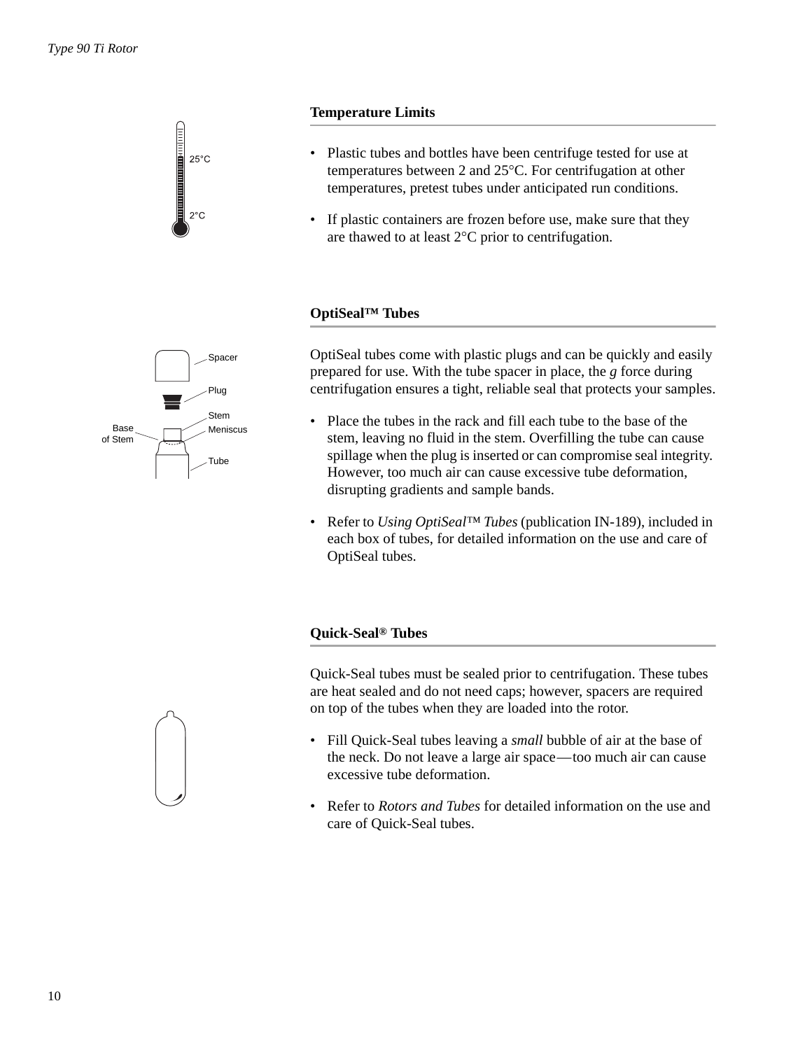## Temperature Limits

- Plastic tubes and bottles have been centrifuge tested for use at temperatures between 2 and 25°C. For centrifugation at other temperatures, pretest tubes under anticipated run conditions.
- If plastic containers are frozen before use, make sure that they are thawed to at least 2°C prior to centrifugation.

## OptiSeal™ Tubes

OptiSeal tubes come with plastic plugs and can be quickly and easily prepared for use. With the tube spacer in place, the *g* force during centrifugation ensures a tight, reliable seal that protects your samples.

- Place the tubes in the rack and fill each tube to the base of the stem, leaving no fluid in the stem. Overfilling the tube can cause spillage when the plug is inserted or can compromise seal integrity. However, too much air can cause excessive tube deformation, disrupting gradients and sample bands.
- Refer to *Using OptiSeal™ Tubes* (publication IN-189), included in each box of tubes, for detailed information on the use and care of OptiSeal tubes.

## Quick-Seal® Tubes

Quick-Seal tubes must be sealed prior to centrifugation. These tubes are heat sealed and do not need caps; however, spacers are required on top of the tubes when they are loaded into the rotor.

- Fill Quick-Seal tubes leaving a *small* bubble of air at the base of the neck. Do not leave a large air space—too much air can cause excessive tube deformation.
- Refer to *Rotors and Tubes* for detailed information on the use and care of Quick-Seal tubes.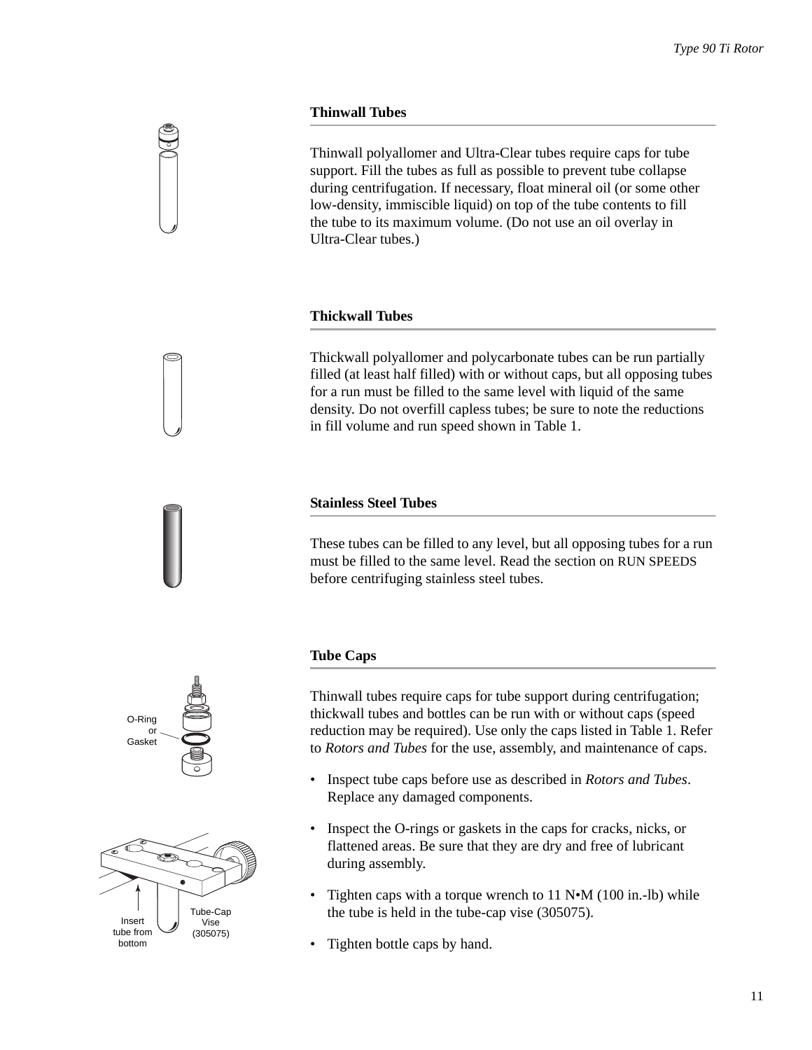### Thinwall Tubes

Thinwall polyallomer and Ultra-Clear tubes require caps for tube support. Fill the tubes as full as possible to prevent tube collapse during centrifugation. If necessary, float mineral oil (or some other low-density, immiscible liquid) on top of the tube contents to fill the tube to its maximum volume. (Do not use an oil overlay in Ultra-Clear tubes.)

### Thickwall Tubes

Thickwall polyallomer and polycarbonate tubes can be run partially filled (at least half filled) with or without caps, but all opposing tubes for a run must be filled to the same level with liquid of the same density. Do not overfill capless tubes; be sure to note the reductions in fill volume and run speed shown in Table 1.

### Stainless Steel Tubes

These tubes can be filled to any level, but all opposing tubes for a run must be filled to the same level. Read the section on RUN SPEEDS before centrifuging stainless steel tubes.

### Tube Caps

O-Ring or Gasket

Thinwall tubes require caps for tube support during centrifugation; thickwall tubes and bottles can be run with or without caps (speed reduction may be required). Use only the caps listed in Table 1. Refer to *Rotors and Tubes* for the use, assembly, and maintenance of caps.

- Inspect tube caps before use as described in *Rotors and Tubes*. Replace any damaged components.
- Inspect the O-rings or gaskets in the caps for cracks, nicks, or flattened areas. Be sure that they are dry and free of lubricant during assembly.
- Tighten caps with a torque wrench to 11 N•M (100 in.-lb) while the tube is held in the tube-cap vise (305075).
- Tighten bottle caps by hand.

Insert tube from bottom

Tube-Cap Vise (305075)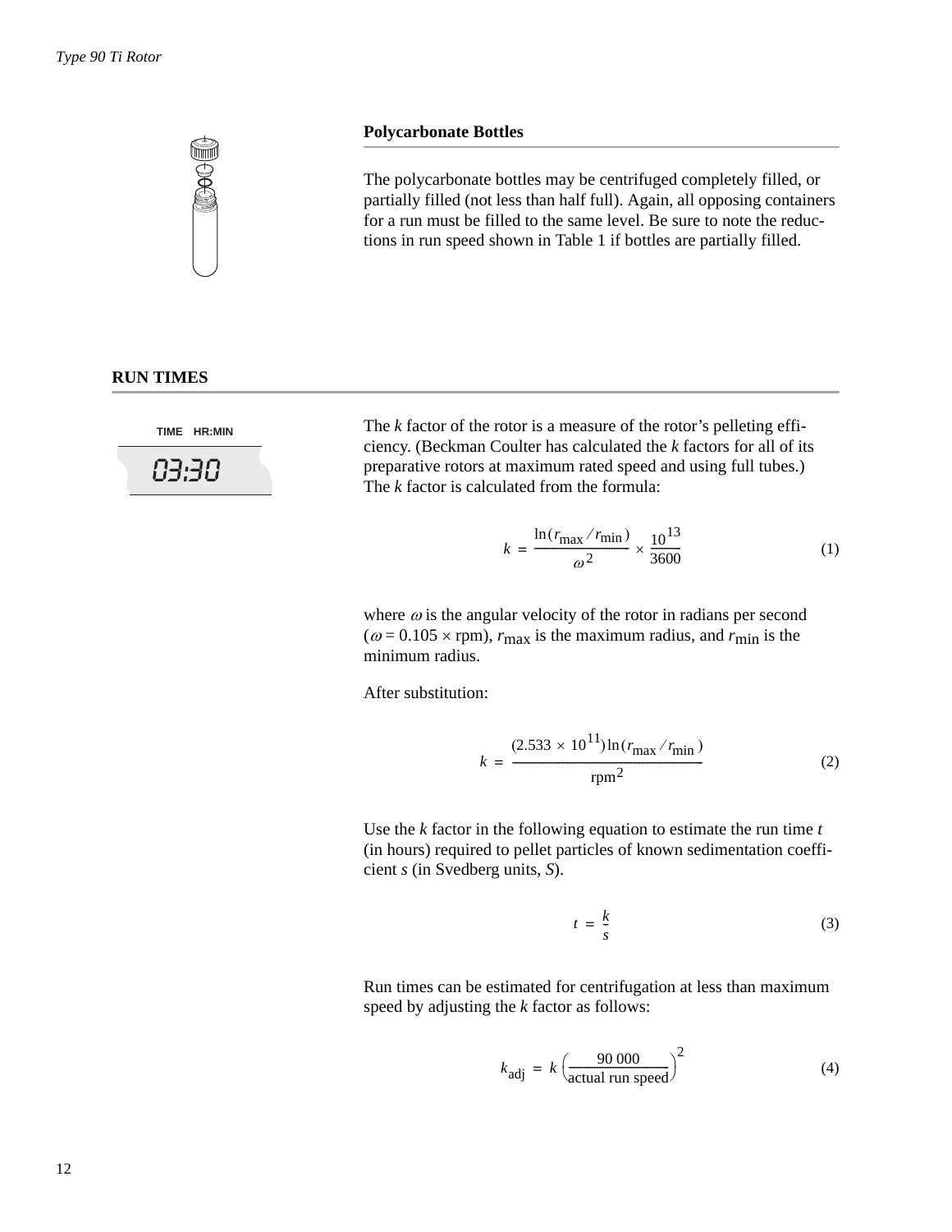### Polycarbonate Bottles

The polycarbonate bottles may be centrifuged completely filled, or partially filled (not less than half full). Again, all opposing containers for a run must be filled to the same level. Be sure to note the reductions in run speed shown in Table 1 if bottles are partially filled.

## RUN TIMES

TIME HR:MIN

03:30

The *k* factor of the rotor is a measure of the rotor's pelleting efficiency. (Beckman Coulter has calculated the *k* factors for all of its preparative rotors at maximum rated speed and using full tubes.) The *k* factor is calculated from the formula:

$$k = \frac{\ln(r_{max} / r_{min})}{\omega^2} \times \frac{10^{13}}{3600} \tag{1}$$

where $\omega$ is the angular velocity of the rotor in radians per second ($\omega = 0.105 \times \text{rpm}$), $r_{max}$ is the maximum radius, and $r_{min}$ is the minimum radius.

After substitution:

$$k = \frac{(2.533 \times 10^{11}) \ln(r_{max} / r_{min})}{\text{rpm}^2} \tag{2}$$

Use the *k* factor in the following equation to estimate the run time *t* (in hours) required to pellet particles of known sedimentation coefficient *s* (in Svedberg units, *S*).

$$t = \frac{k}{s} \tag{3}$$

Run times can be estimated for centrifugation at less than maximum speed by adjusting the *k* factor as follows:

$$k_{adj} = k \left(\frac{90\,000}{\text{actual run speed}}\right)^2 \tag{4}$$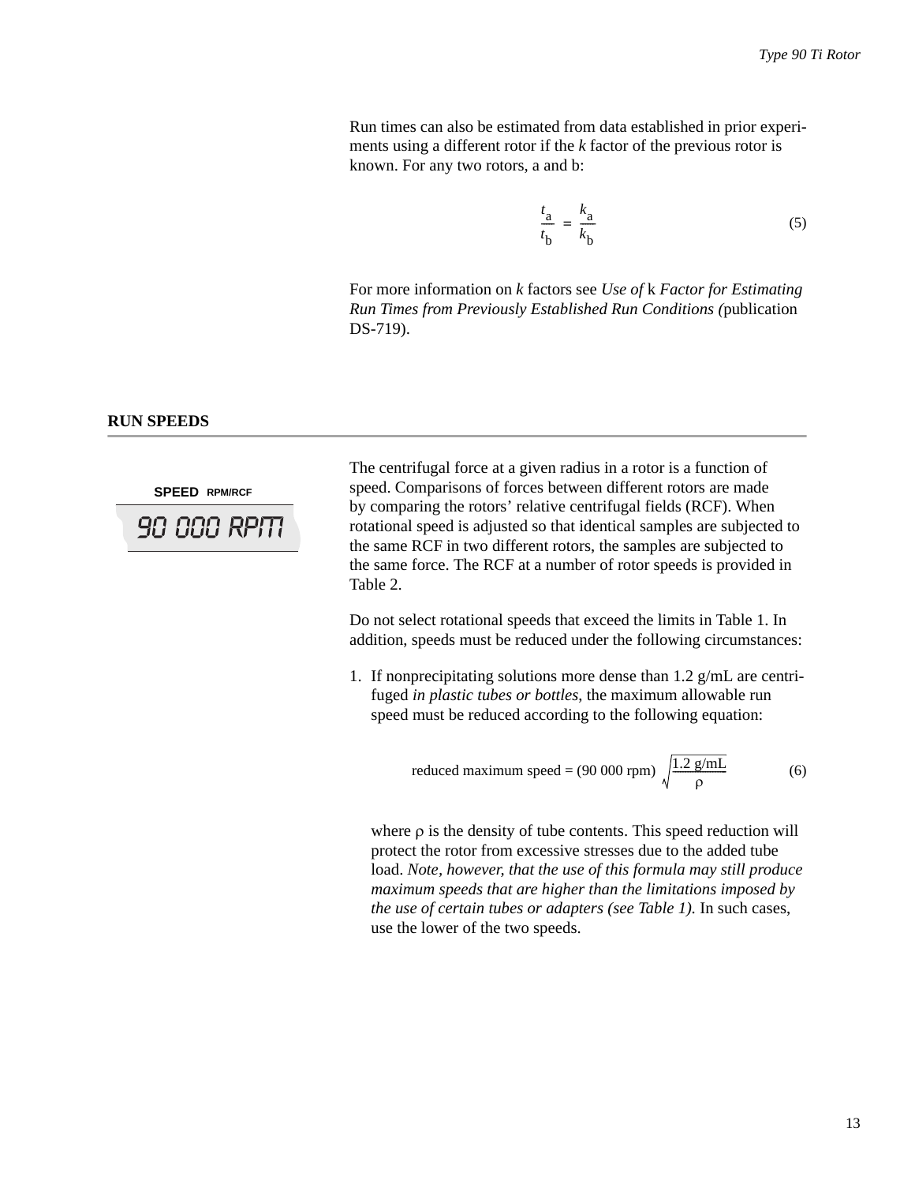Run times can also be estimated from data established in prior experiments using a different rotor if the *k* factor of the previous rotor is known. For any two rotors, a and b:

$$\frac{t_a}{t_b} = \frac{k_a}{k_b} \tag{5}$$

For more information on *k* factors see *Use of* k *Factor for Estimating Run Times from Previously Established Run Conditions (*publication DS-719).

## RUN SPEEDS

SPEED RPM/RCF

90 000 RPM

The centrifugal force at a given radius in a rotor is a function of speed. Comparisons of forces between different rotors are made by comparing the rotors' relative centrifugal fields (RCF). When rotational speed is adjusted so that identical samples are subjected to the same RCF in two different rotors, the samples are subjected to the same force. The RCF at a number of rotor speeds is provided in Table 2.

Do not select rotational speeds that exceed the limits in Table 1. In addition, speeds must be reduced under the following circumstances:

1. If nonprecipitating solutions more dense than 1.2 g/mL are centrifuged *in plastic tubes or bottles*, the maximum allowable run speed must be reduced according to the following equation:

$$\text{reduced maximum speed} = (90\,000 \text{ rpm}) \sqrt{\frac{1.2 \text{ g/mL}}{\rho}} \tag{6}$$

   where $\rho$ is the density of tube contents. This speed reduction will protect the rotor from excessive stresses due to the added tube load. *Note, however, that the use of this formula may still produce maximum speeds that are higher than the limitations imposed by the use of certain tubes or adapters (see Table 1).* In such cases, use the lower of the two speeds.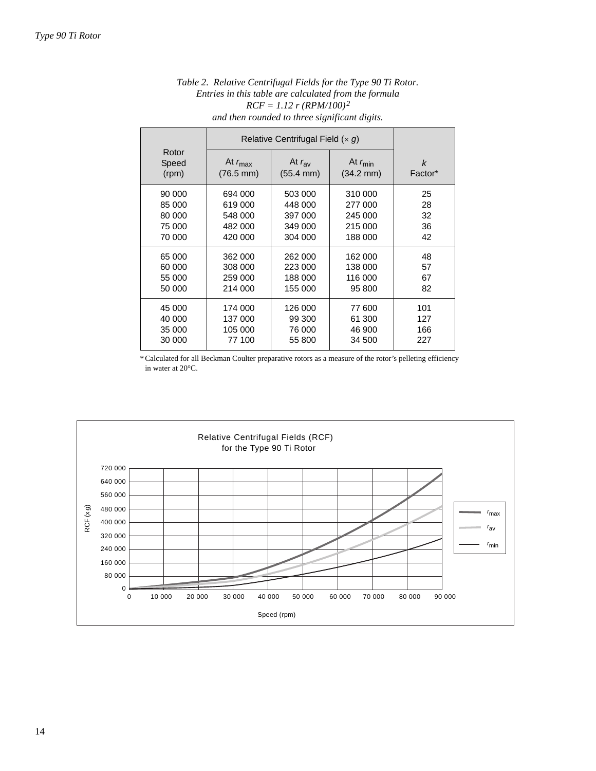*Table 2. Relative Centrifugal Fields for the Type 90 Ti Rotor. Entries in this table are calculated from the formula $RCF = 1.12\, r\, (RPM/100)^2$ and then rounded to three significant digits.*

| Rotor Speed (rpm) | Relative Centrifugal Field ($\times g$) | | | $k$ Factor* |
|---|---|---|---|---|
| | At $r_{max}$ (76.5 mm) | At $r_{av}$ (55.4 mm) | At $r_{min}$ (34.2 mm) | |
| 90 000 | 694 000 | 503 000 | 310 000 | 25 |
| 85 000 | 619 000 | 448 000 | 277 000 | 28 |
| 80 000 | 548 000 | 397 000 | 245 000 | 32 |
| 75 000 | 482 000 | 349 000 | 215 000 | 36 |
| 70 000 | 420 000 | 304 000 | 188 000 | 42 |
| 65 000 | 362 000 | 262 000 | 162 000 | 48 |
| 60 000 | 308 000 | 223 000 | 138 000 | 57 |
| 55 000 | 259 000 | 188 000 | 116 000 | 67 |
| 50 000 | 214 000 | 155 000 | 95 800 | 82 |
| 45 000 | 174 000 | 126 000 | 77 600 | 101 |
| 40 000 | 137 000 | 99 300 | 61 300 | 127 |
| 35 000 | 105 000 | 76 000 | 46 900 | 166 |
| 30 000 | 77 100 | 55 800 | 34 500 | 227 |

* Calculated for all Beckman Coulter preparative rotors as a measure of the rotor's pelleting efficiency in water at 20°C.

Relative Centrifugal Fields (RCF) for the Type 90 Ti Rotor

RCF ($\times g$) vs. Speed (rpm); curves: $r_{max}$, $r_{av}$, $r_{min}$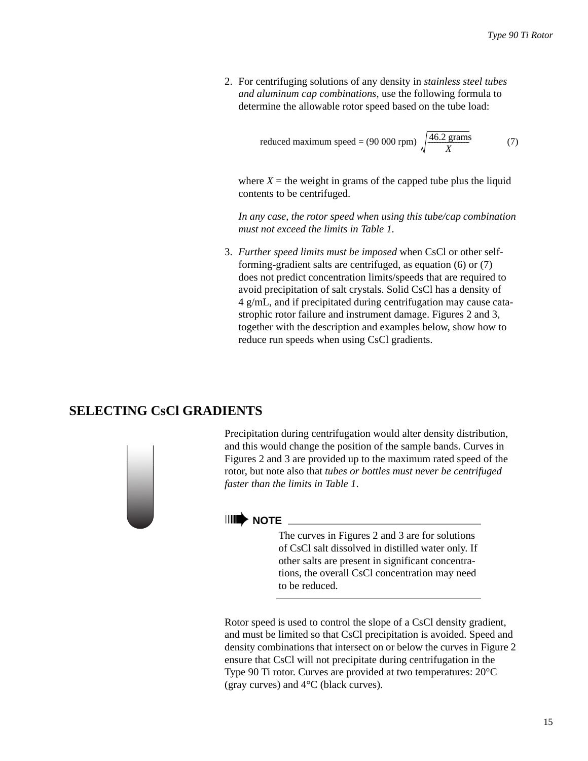2. For centrifuging solutions of any density in *stainless steel tubes and aluminum cap combinations*, use the following formula to determine the allowable rotor speed based on the tube load:

$$\text{reduced maximum speed} = (90\,000 \text{ rpm}) \sqrt{\frac{46.2 \text{ grams}}{X}} \qquad (7)$$

   where $X$ = the weight in grams of the capped tube plus the liquid contents to be centrifuged.

   *In any case, the rotor speed when using this tube/cap combination must not exceed the limits in Table 1.*

3. *Further speed limits must be imposed* when CsCl or other self-forming-gradient salts are centrifuged, as equation (6) or (7) does not predict concentration limits/speeds that are required to avoid precipitation of salt crystals. Solid CsCl has a density of 4 g/mL, and if precipitated during centrifugation may cause catastrophic rotor failure and instrument damage. Figures 2 and 3, together with the description and examples below, show how to reduce run speeds when using CsCl gradients.

## SELECTING CsCl GRADIENTS

Precipitation during centrifugation would alter density distribution, and this would change the position of the sample bands. Curves in Figures 2 and 3 are provided up to the maximum rated speed of the rotor, but note also that *tubes or bottles must never be centrifuged faster than the limits in Table 1*.

> **NOTE**
>
> The curves in Figures 2 and 3 are for solutions of CsCl salt dissolved in distilled water only. If other salts are present in significant concentrations, the overall CsCl concentration may need to be reduced.

Rotor speed is used to control the slope of a CsCl density gradient, and must be limited so that CsCl precipitation is avoided. Speed and density combinations that intersect on or below the curves in Figure 2 ensure that CsCl will not precipitate during centrifugation in the Type 90 Ti rotor. Curves are provided at two temperatures: 20°C (gray curves) and 4°C (black curves).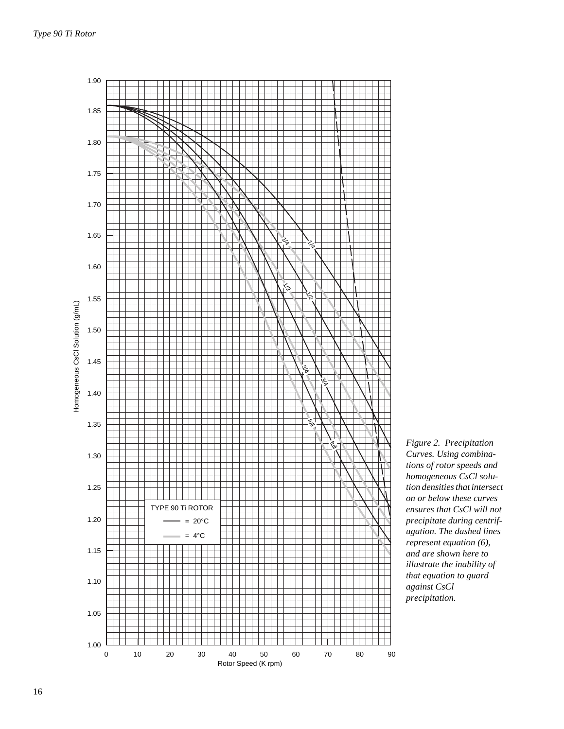*Figure 2. Precipitation Curves. Using combinations of rotor speeds and homogeneous CsCl solution densities that intersect on or below these curves ensures that CsCl will not precipitate during centrifugation. The dashed lines represent equation (6), and are shown here to illustrate the inability of that equation to guard against CsCl precipitation.*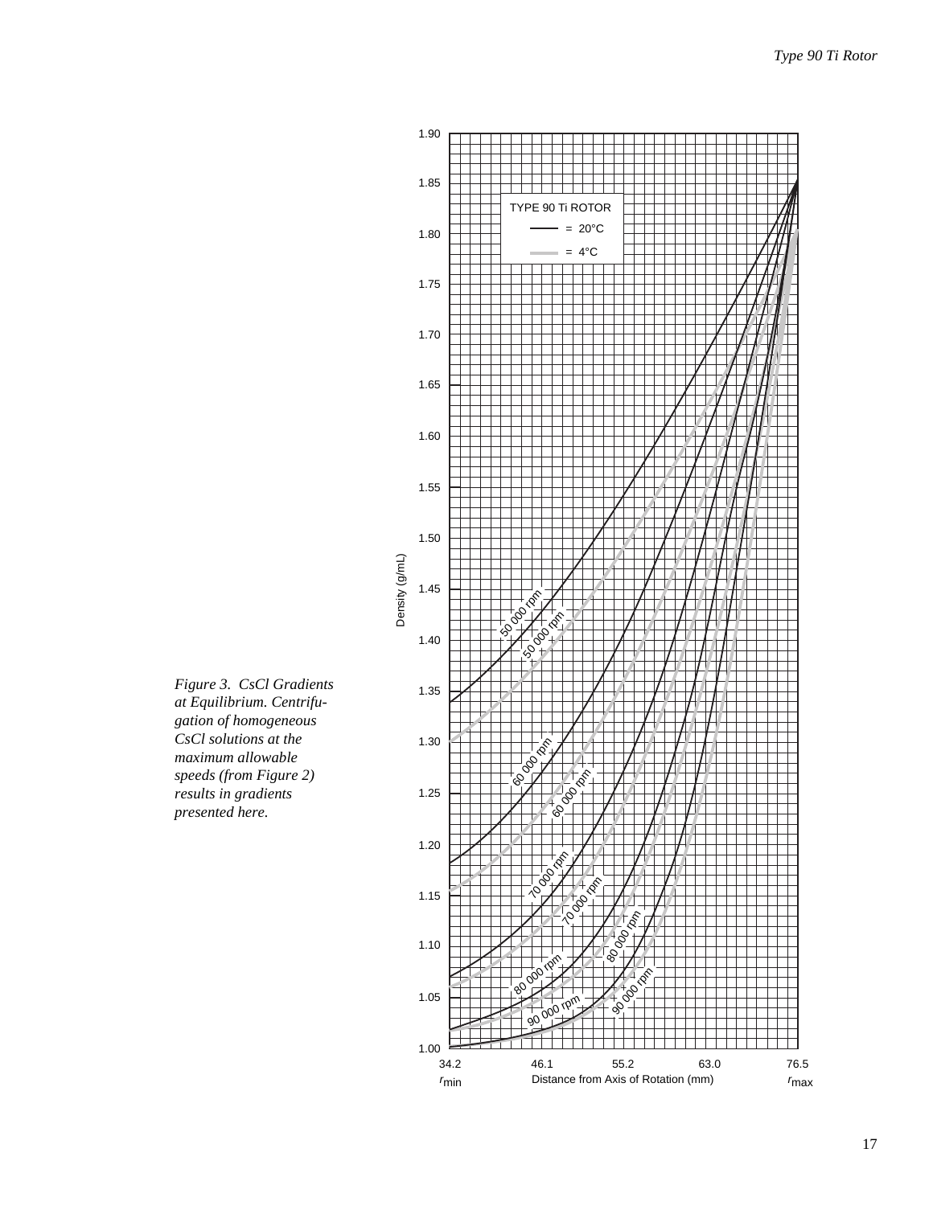*Figure 3. CsCl Gradients at Equilibrium. Centrifugation of homogeneous CsCl solutions at the maximum allowable speeds (from Figure 2) results in gradients presented here.*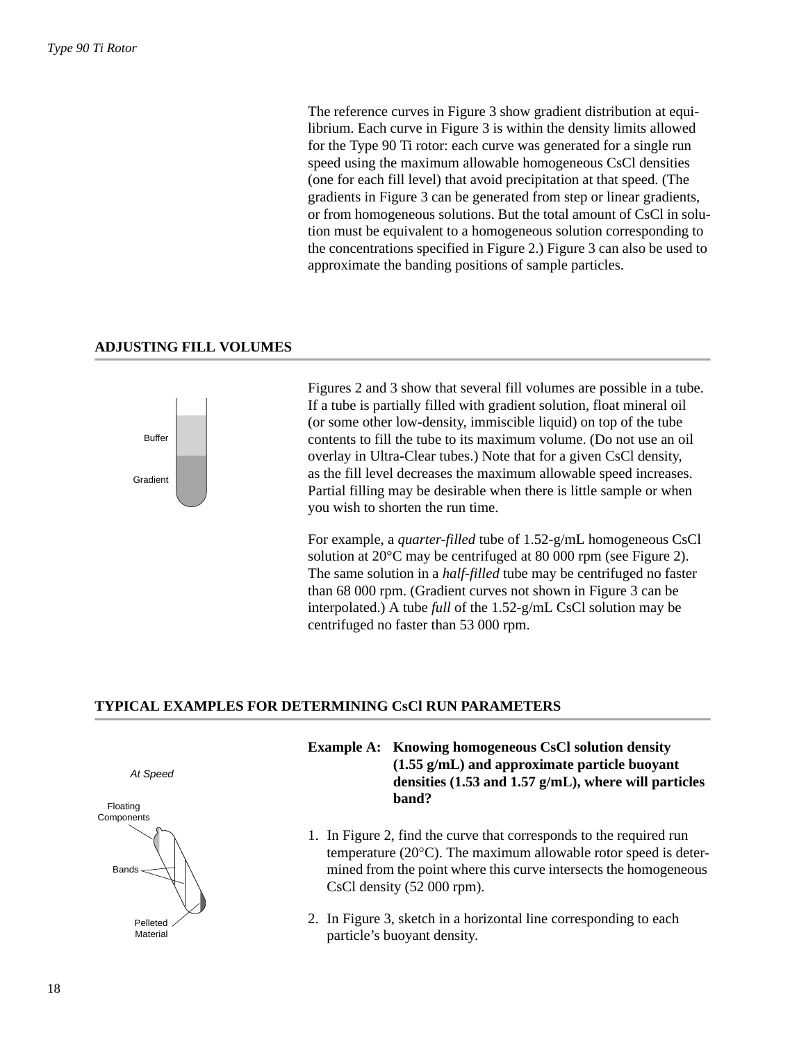The reference curves in Figure 3 show gradient distribution at equilibrium. Each curve in Figure 3 is within the density limits allowed for the Type 90 Ti rotor: each curve was generated for a single run speed using the maximum allowable homogeneous CsCl densities (one for each fill level) that avoid precipitation at that speed. (The gradients in Figure 3 can be generated from step or linear gradients, or from homogeneous solutions. But the total amount of CsCl in solution must be equivalent to a homogeneous solution corresponding to the concentrations specified in Figure 2.) Figure 3 can also be used to approximate the banding positions of sample particles.

## ADJUSTING FILL VOLUMES

Buffer

Gradient

Figures 2 and 3 show that several fill volumes are possible in a tube. If a tube is partially filled with gradient solution, float mineral oil (or some other low-density, immiscible liquid) on top of the tube contents to fill the tube to its maximum volume. (Do not use an oil overlay in Ultra-Clear tubes.) Note that for a given CsCl density, as the fill level decreases the maximum allowable speed increases. Partial filling may be desirable when there is little sample or when you wish to shorten the run time.

For example, a *quarter-filled* tube of 1.52-g/mL homogeneous CsCl solution at 20°C may be centrifuged at 80 000 rpm (see Figure 2). The same solution in a *half-filled* tube may be centrifuged no faster than 68 000 rpm. (Gradient curves not shown in Figure 3 can be interpolated.) A tube *full* of the 1.52-g/mL CsCl solution may be centrifuged no faster than 53 000 rpm.

## TYPICAL EXAMPLES FOR DETERMINING CsCl RUN PARAMETERS

*At Speed*

Floating Components

Bands

Pelleted Material

**Example A: Knowing homogeneous CsCl solution density (1.55 g/mL) and approximate particle buoyant densities (1.53 and 1.57 g/mL), where will particles band?**

1. In Figure 2, find the curve that corresponds to the required run temperature (20°C). The maximum allowable rotor speed is determined from the point where this curve intersects the homogeneous CsCl density (52 000 rpm).

2. In Figure 3, sketch in a horizontal line corresponding to each particle's buoyant density.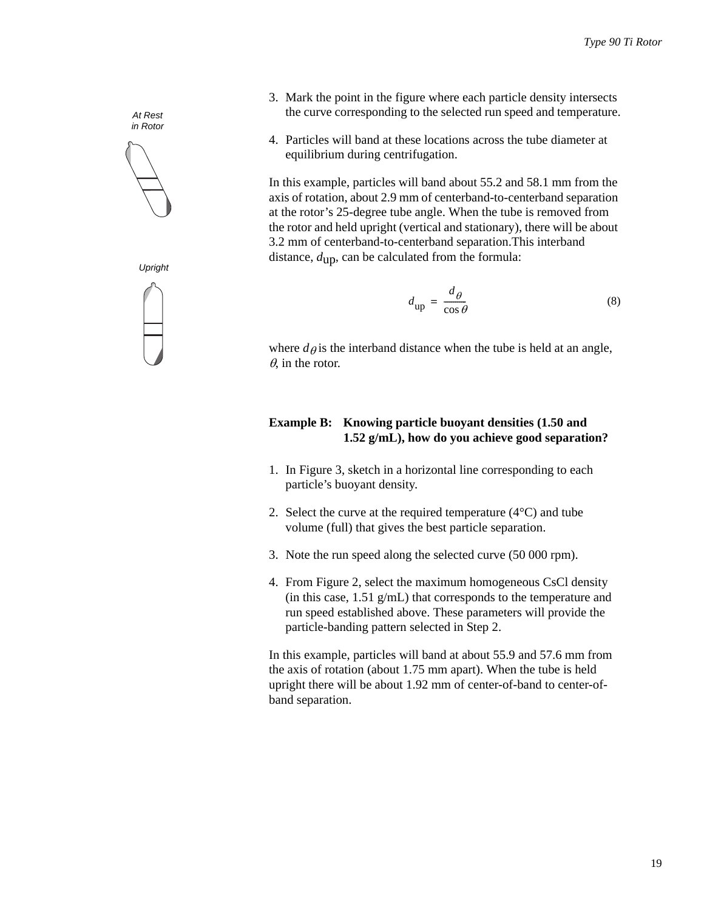3. Mark the point in the figure where each particle density intersects the curve corresponding to the selected run speed and temperature.

4. Particles will band at these locations across the tube diameter at equilibrium during centrifugation.

At Rest in Rotor

Upright

In this example, particles will band about 55.2 and 58.1 mm from the axis of rotation, about 2.9 mm of centerband-to-centerband separation at the rotor's 25-degree tube angle. When the tube is removed from the rotor and held upright (vertical and stationary), there will be about 3.2 mm of centerband-to-centerband separation.This interband distance, $d_{up}$, can be calculated from the formula:

$$d_{up} = \frac{d_{\theta}}{\cos \theta} \tag{8}$$

where $d_{\theta}$ is the interband distance when the tube is held at an angle, $\theta$, in the rotor.

**Example B: Knowing particle buoyant densities (1.50 and 1.52 g/mL), how do you achieve good separation?**

1. In Figure 3, sketch in a horizontal line corresponding to each particle's buoyant density.

2. Select the curve at the required temperature (4°C) and tube volume (full) that gives the best particle separation.

3. Note the run speed along the selected curve (50 000 rpm).

4. From Figure 2, select the maximum homogeneous CsCl density (in this case, 1.51 g/mL) that corresponds to the temperature and run speed established above. These parameters will provide the particle-banding pattern selected in Step 2.

In this example, particles will band at about 55.9 and 57.6 mm from the axis of rotation (about 1.75 mm apart). When the tube is held upright there will be about 1.92 mm of center-of-band to center-of-band separation.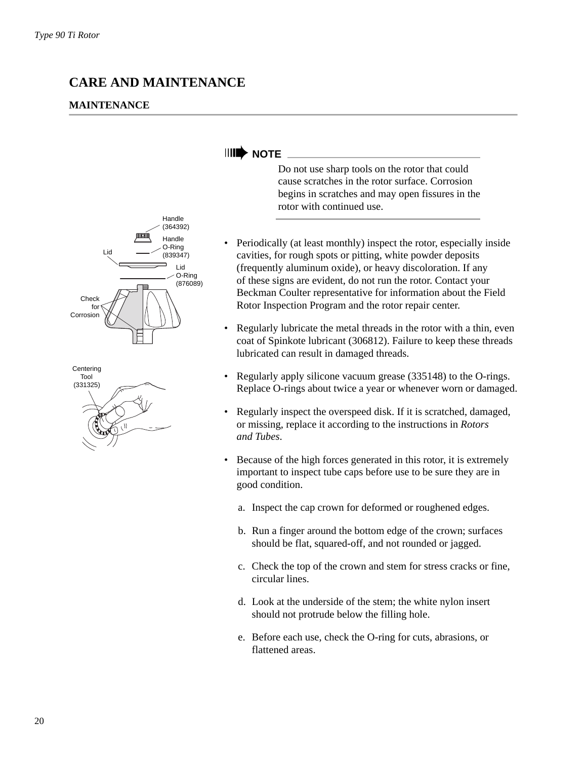# CARE AND MAINTENANCE

## MAINTENANCE

**NOTE**

Do not use sharp tools on the rotor that could cause scratches in the rotor surface. Corrosion begins in scratches and may open fissures in the rotor with continued use.

Handle (364392)

Handle O-Ring (839347)

Lid

Lid O-Ring (876089)

Check for Corrosion

Centering Tool (331325)

- Periodically (at least monthly) inspect the rotor, especially inside cavities, for rough spots or pitting, white powder deposits (frequently aluminum oxide), or heavy discoloration. If any of these signs are evident, do not run the rotor. Contact your Beckman Coulter representative for information about the Field Rotor Inspection Program and the rotor repair center.
- Regularly lubricate the metal threads in the rotor with a thin, even coat of Spinkote lubricant (306812). Failure to keep these threads lubricated can result in damaged threads.
- Regularly apply silicone vacuum grease (335148) to the O-rings. Replace O-rings about twice a year or whenever worn or damaged.
- Regularly inspect the overspeed disk. If it is scratched, damaged, or missing, replace it according to the instructions in *Rotors and Tubes*.
- Because of the high forces generated in this rotor, it is extremely important to inspect tube caps before use to be sure they are in good condition.
  a. Inspect the cap crown for deformed or roughened edges.
  b. Run a finger around the bottom edge of the crown; surfaces should be flat, squared-off, and not rounded or jagged.
  c. Check the top of the crown and stem for stress cracks or fine, circular lines.
  d. Look at the underside of the stem; the white nylon insert should not protrude below the filling hole.
  e. Before each use, check the O-ring for cuts, abrasions, or flattened areas.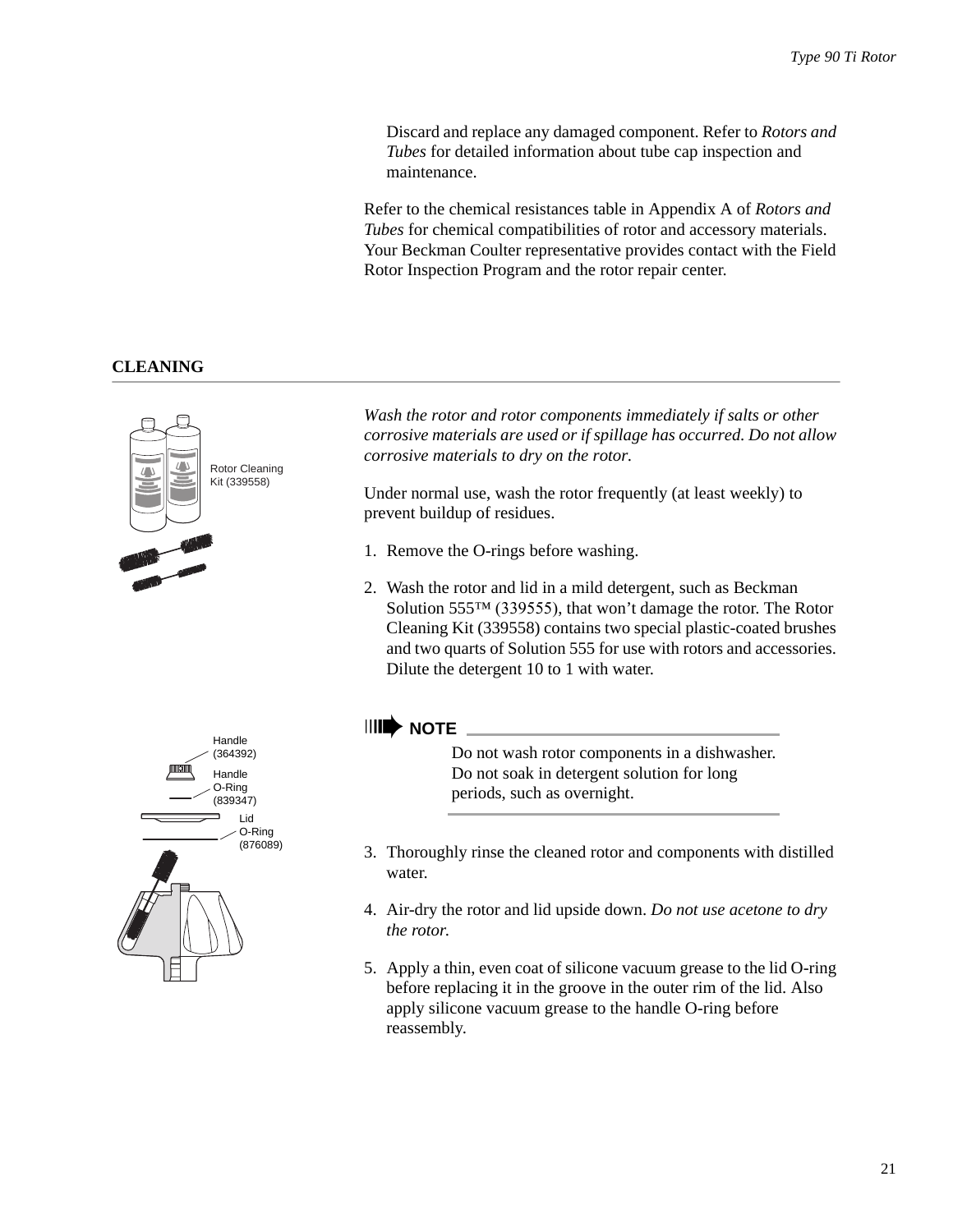Discard and replace any damaged component. Refer to *Rotors and Tubes* for detailed information about tube cap inspection and maintenance.

Refer to the chemical resistances table in Appendix A of *Rotors and Tubes* for chemical compatibilities of rotor and accessory materials. Your Beckman Coulter representative provides contact with the Field Rotor Inspection Program and the rotor repair center.

## CLEANING

Rotor Cleaning Kit (339558)

*Wash the rotor and rotor components immediately if salts or other corrosive materials are used or if spillage has occurred. Do not allow corrosive materials to dry on the rotor.*

Under normal use, wash the rotor frequently (at least weekly) to prevent buildup of residues.

1. Remove the O-rings before washing.
2. Wash the rotor and lid in a mild detergent, such as Beckman Solution 555™ (339555), that won't damage the rotor. The Rotor Cleaning Kit (339558) contains two special plastic-coated brushes and two quarts of Solution 555 for use with rotors and accessories. Dilute the detergent 10 to 1 with water.

Handle (364392)

Handle O-Ring (839347)

Lid O-Ring (876089)

**NOTE**

Do not wash rotor components in a dishwasher. Do not soak in detergent solution for long periods, such as overnight.

3. Thoroughly rinse the cleaned rotor and components with distilled water.
4. Air-dry the rotor and lid upside down. *Do not use acetone to dry the rotor.*
5. Apply a thin, even coat of silicone vacuum grease to the lid O-ring before replacing it in the groove in the outer rim of the lid. Also apply silicone vacuum grease to the handle O-ring before reassembly.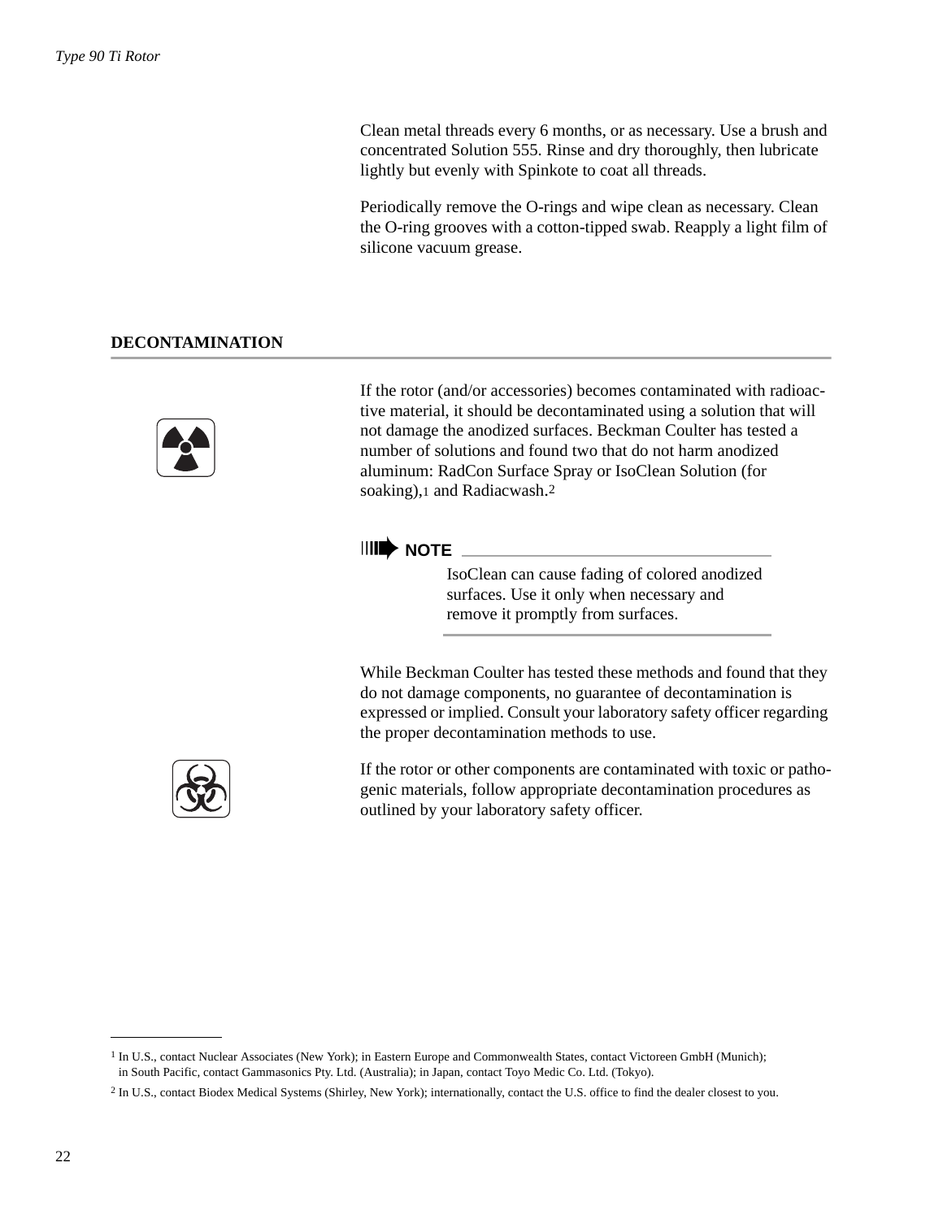Clean metal threads every 6 months, or as necessary. Use a brush and concentrated Solution 555. Rinse and dry thoroughly, then lubricate lightly but evenly with Spinkote to coat all threads.

Periodically remove the O-rings and wipe clean as necessary. Clean the O-ring grooves with a cotton-tipped swab. Reapply a light film of silicone vacuum grease.

## DECONTAMINATION

If the rotor (and/or accessories) becomes contaminated with radioactive material, it should be decontaminated using a solution that will not damage the anodized surfaces. Beckman Coulter has tested a number of solutions and found two that do not harm anodized aluminum: RadCon Surface Spray or IsoClean Solution (for soaking),[1] and Radiacwash.[2]

> **NOTE**
>
> IsoClean can cause fading of colored anodized surfaces. Use it only when necessary and remove it promptly from surfaces.

While Beckman Coulter has tested these methods and found that they do not damage components, no guarantee of decontamination is expressed or implied. Consult your laboratory safety officer regarding the proper decontamination methods to use.

If the rotor or other components are contaminated with toxic or pathogenic materials, follow appropriate decontamination procedures as outlined by your laboratory safety officer.

---

[1] In U.S., contact Nuclear Associates (New York); in Eastern Europe and Commonwealth States, contact Victoreen GmbH (Munich); in South Pacific, contact Gammasonics Pty. Ltd. (Australia); in Japan, contact Toyo Medic Co. Ltd. (Tokyo).

[2] In U.S., contact Biodex Medical Systems (Shirley, New York); internationally, contact the U.S. office to find the dealer closest to you.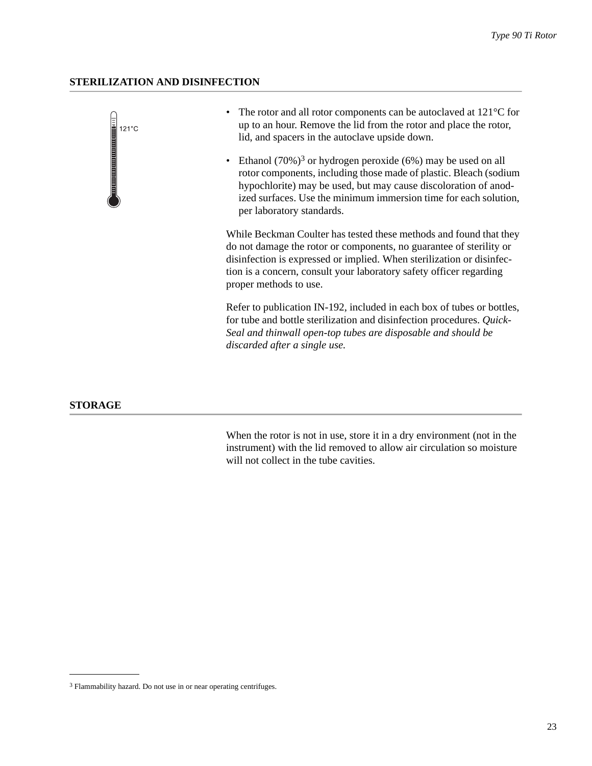## STERILIZATION AND DISINFECTION

121°C

- The rotor and all rotor components can be autoclaved at 121°C for up to an hour. Remove the lid from the rotor and place the rotor, lid, and spacers in the autoclave upside down.
- Ethanol (70%)[3] or hydrogen peroxide (6%) may be used on all rotor components, including those made of plastic. Bleach (sodium hypochlorite) may be used, but may cause discoloration of anodized surfaces. Use the minimum immersion time for each solution, per laboratory standards.

While Beckman Coulter has tested these methods and found that they do not damage the rotor or components, no guarantee of sterility or disinfection is expressed or implied. When sterilization or disinfection is a concern, consult your laboratory safety officer regarding proper methods to use.

Refer to publication IN-192, included in each box of tubes or bottles, for tube and bottle sterilization and disinfection procedures. *Quick-Seal and thinwall open-top tubes are disposable and should be discarded after a single use.*

## STORAGE

When the rotor is not in use, store it in a dry environment (not in the instrument) with the lid removed to allow air circulation so moisture will not collect in the tube cavities.

---

[3] Flammability hazard. Do not use in or near operating centrifuges.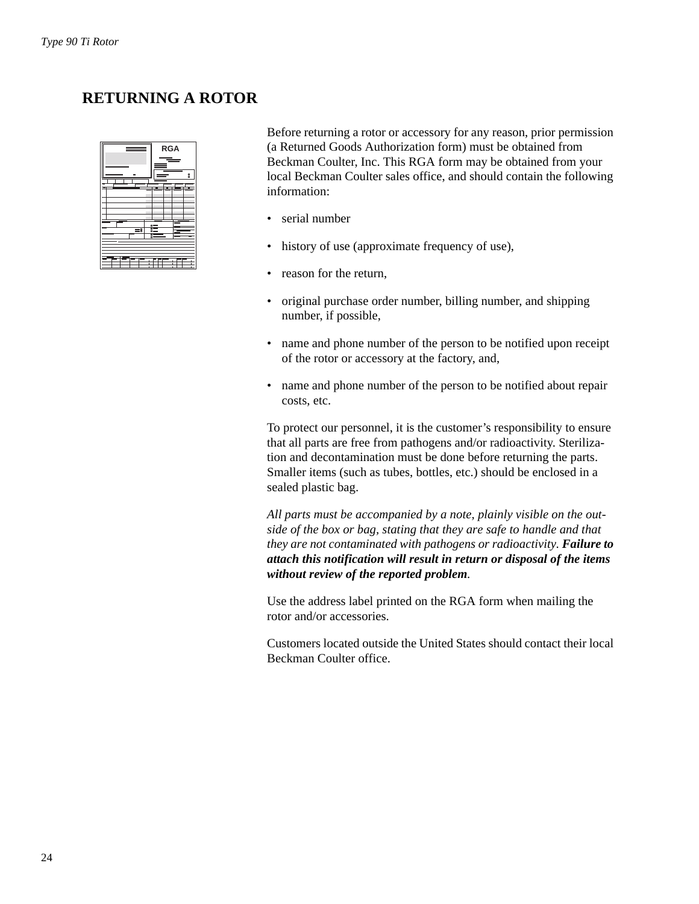## RETURNING A ROTOR

Before returning a rotor or accessory for any reason, prior permission (a Returned Goods Authorization form) must be obtained from Beckman Coulter, Inc. This RGA form may be obtained from your local Beckman Coulter sales office, and should contain the following information:

- serial number
- history of use (approximate frequency of use),
- reason for the return,
- original purchase order number, billing number, and shipping number, if possible,
- name and phone number of the person to be notified upon receipt of the rotor or accessory at the factory, and,
- name and phone number of the person to be notified about repair costs, etc.

To protect our personnel, it is the customer's responsibility to ensure that all parts are free from pathogens and/or radioactivity. Sterilization and decontamination must be done before returning the parts. Smaller items (such as tubes, bottles, etc.) should be enclosed in a sealed plastic bag.

*All parts must be accompanied by a note, plainly visible on the outside of the box or bag, stating that they are safe to handle and that they are not contaminated with pathogens or radioactivity.* ***Failure to attach this notification will result in return or disposal of the items without review of the reported problem****.*

Use the address label printed on the RGA form when mailing the rotor and/or accessories.

Customers located outside the United States should contact their local Beckman Coulter office.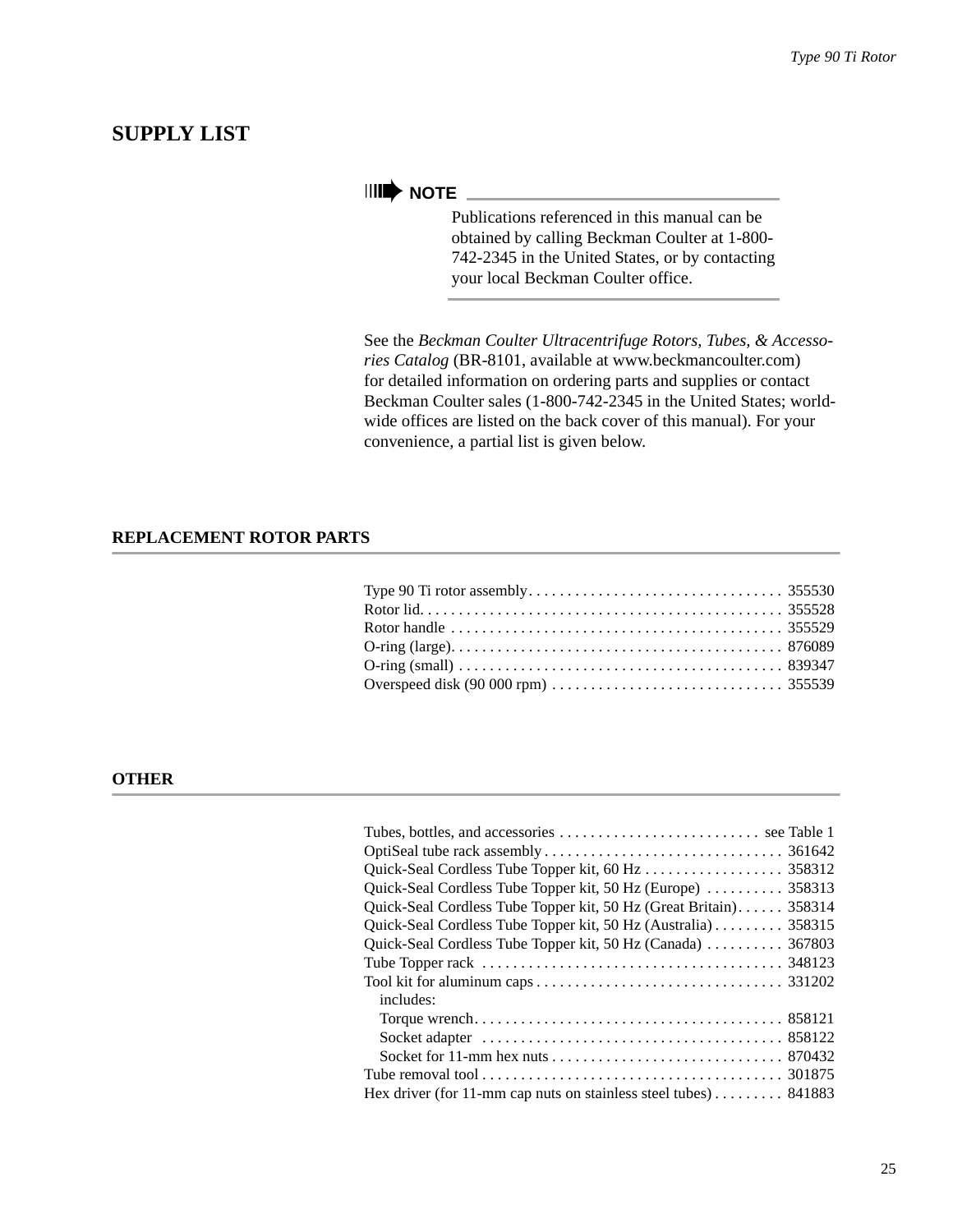## SUPPLY LIST

> **NOTE**
>
> Publications referenced in this manual can be obtained by calling Beckman Coulter at 1-800-742-2345 in the United States, or by contacting your local Beckman Coulter office.

See the *Beckman Coulter Ultracentrifuge Rotors, Tubes, & Accessories Catalog* (BR-8101, available at www.beckmancoulter.com) for detailed information on ordering parts and supplies or contact Beckman Coulter sales (1-800-742-2345 in the United States; worldwide offices are listed on the back cover of this manual). For your convenience, a partial list is given below.

### REPLACEMENT ROTOR PARTS

| Item | Part Number |
|---|---|
| Type 90 Ti rotor assembly | 355530 |
| Rotor lid | 355528 |
| Rotor handle | 355529 |
| O-ring (large) | 876089 |
| O-ring (small) | 839347 |
| Overspeed disk (90 000 rpm) | 355539 |

### OTHER

| Item | Part Number |
|---|---|
| Tubes, bottles, and accessories | see Table 1 |
| OptiSeal tube rack assembly | 361642 |
| Quick-Seal Cordless Tube Topper kit, 60 Hz | 358312 |
| Quick-Seal Cordless Tube Topper kit, 50 Hz (Europe) | 358313 |
| Quick-Seal Cordless Tube Topper kit, 50 Hz (Great Britain) | 358314 |
| Quick-Seal Cordless Tube Topper kit, 50 Hz (Australia) | 358315 |
| Quick-Seal Cordless Tube Topper kit, 50 Hz (Canada) | 367803 |
| Tube Topper rack | 348123 |
| Tool kit for aluminum caps | 331202 |
| includes: | |
| Torque wrench | 858121 |
| Socket adapter | 858122 |
| Socket for 11-mm hex nuts | 870432 |
| Tube removal tool | 301875 |
| Hex driver (for 11-mm cap nuts on stainless steel tubes) | 841883 |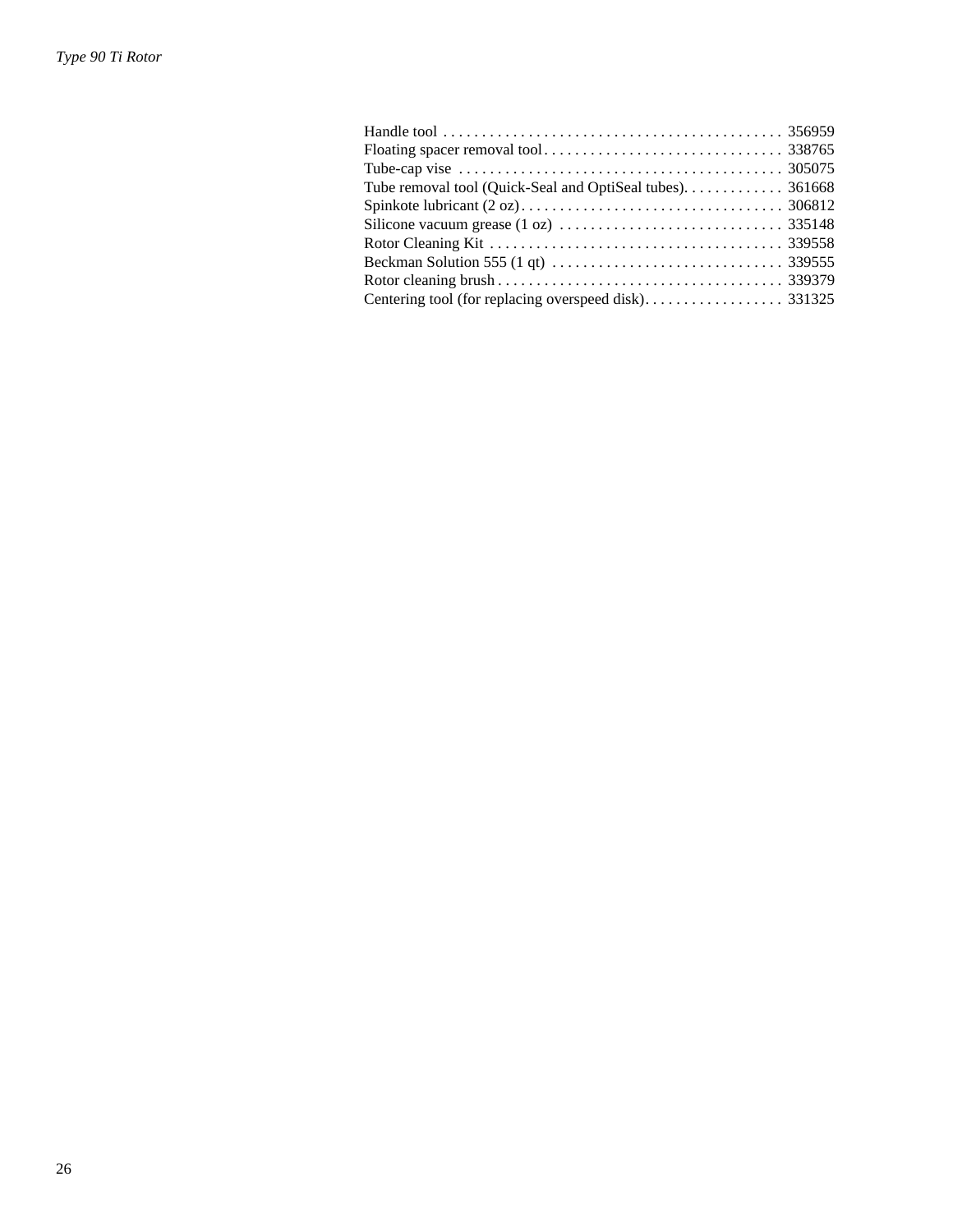Handle tool . . . . . . . . . . . . . . . . . . . . . . . . . . . . . . . . . . . . . . . . . . . 356959
Floating spacer removal tool . . . . . . . . . . . . . . . . . . . . . . . . . . . . . . 338765
Tube-cap vise . . . . . . . . . . . . . . . . . . . . . . . . . . . . . . . . . . . . . . . . . . 305075
Tube removal tool (Quick-Seal and OptiSeal tubes). . . . . . . . . . . . . 361668
Spinkote lubricant (2 oz) . . . . . . . . . . . . . . . . . . . . . . . . . . . . . . . . . 306812
Silicone vacuum grease (1 oz) . . . . . . . . . . . . . . . . . . . . . . . . . . . . . 335148
Rotor Cleaning Kit . . . . . . . . . . . . . . . . . . . . . . . . . . . . . . . . . . . . . . 339558
Beckman Solution 555 (1 qt) . . . . . . . . . . . . . . . . . . . . . . . . . . . . . . 339555
Rotor cleaning brush . . . . . . . . . . . . . . . . . . . . . . . . . . . . . . . . . . . . 339379
Centering tool (for replacing overspeed disk). . . . . . . . . . . . . . . . . . 331325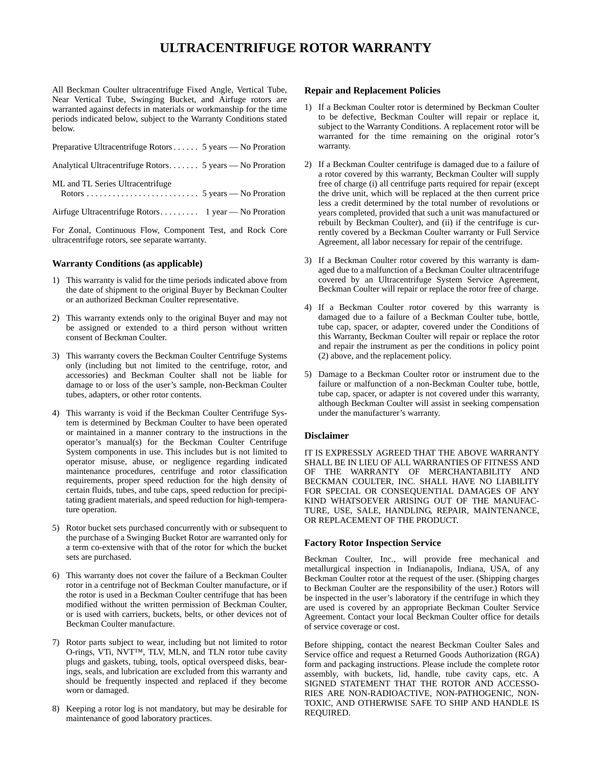# ULTRACENTRIFUGE ROTOR WARRANTY

All Beckman Coulter ultracentrifuge Fixed Angle, Vertical Tube, Near Vertical Tube, Swinging Bucket, and Airfuge rotors are warranted against defects in materials or workmanship for the time periods indicated below, subject to the Warranty Conditions stated below.

Preparative Ultracentrifuge Rotors . . . . . . 5 years — No Proration

Analytical Ultracentrifuge Rotors . . . . . . . 5 years — No Proration

ML and TL Series Ultracentrifuge Rotors . . . . . . . . . . . . . . . . . . . . . . . . . . 5 years — No Proration

Airfuge Ultracentrifuge Rotors . . . . . . . . . 1 year — No Proration

For Zonal, Continuous Flow, Component Test, and Rock Core ultracentrifuge rotors, see separate warranty.

### Warranty Conditions (as applicable)

1) This warranty is valid for the time periods indicated above from the date of shipment to the original Buyer by Beckman Coulter or an authorized Beckman Coulter representative.

2) This warranty extends only to the original Buyer and may not be assigned or extended to a third person without written consent of Beckman Coulter.

3) This warranty covers the Beckman Coulter Centrifuge Systems only (including but not limited to the centrifuge, rotor, and accessories) and Beckman Coulter shall not be liable for damage to or loss of the user's sample, non-Beckman Coulter tubes, adapters, or other rotor contents.

4) This warranty is void if the Beckman Coulter Centrifuge System is determined by Beckman Coulter to have been operated or maintained in a manner contrary to the instructions in the operator's manual(s) for the Beckman Coulter Centrifuge System components in use. This includes but is not limited to operator misuse, abuse, or negligence regarding indicated maintenance procedures, centrifuge and rotor classification requirements, proper speed reduction for the high density of certain fluids, tubes, and tube caps, speed reduction for precipitating gradient materials, and speed reduction for high-temperature operation.

5) Rotor bucket sets purchased concurrently with or subsequent to the purchase of a Swinging Bucket Rotor are warranted only for a term co-extensive with that of the rotor for which the bucket sets are purchased.

6) This warranty does not cover the failure of a Beckman Coulter rotor in a centrifuge not of Beckman Coulter manufacture, or if the rotor is used in a Beckman Coulter centrifuge that has been modified without the written permission of Beckman Coulter, or is used with carriers, buckets, belts, or other devices not of Beckman Coulter manufacture.

7) Rotor parts subject to wear, including but not limited to rotor O-rings, VTi, NVT™, TLV, MLN, and TLN rotor tube cavity plugs and gaskets, tubing, tools, optical overspeed disks, bearings, seals, and lubrication are excluded from this warranty and should be frequently inspected and replaced if they become worn or damaged.

8) Keeping a rotor log is not mandatory, but may be desirable for maintenance of good laboratory practices.

### Repair and Replacement Policies

1) If a Beckman Coulter rotor is determined by Beckman Coulter to be defective, Beckman Coulter will repair or replace it, subject to the Warranty Conditions. A replacement rotor will be warranted for the time remaining on the original rotor's warranty.

2) If a Beckman Coulter centrifuge is damaged due to a failure of a rotor covered by this warranty, Beckman Coulter will supply free of charge (i) all centrifuge parts required for repair (except the drive unit, which will be replaced at the then current price less a credit determined by the total number of revolutions or years completed, provided that such a unit was manufactured or rebuilt by Beckman Coulter), and (ii) if the centrifuge is currently covered by a Beckman Coulter warranty or Full Service Agreement, all labor necessary for repair of the centrifuge.

3) If a Beckman Coulter rotor covered by this warranty is damaged due to a malfunction of a Beckman Coulter ultracentrifuge covered by an Ultracentrifuge System Service Agreement, Beckman Coulter will repair or replace the rotor free of charge.

4) If a Beckman Coulter rotor covered by this warranty is damaged due to a failure of a Beckman Coulter tube, bottle, tube cap, spacer, or adapter, covered under the Conditions of this Warranty, Beckman Coulter will repair or replace the rotor and repair the instrument as per the conditions in policy point (2) above, and the replacement policy.

5) Damage to a Beckman Coulter rotor or instrument due to the failure or malfunction of a non-Beckman Coulter tube, bottle, tube cap, spacer, or adapter is not covered under this warranty, although Beckman Coulter will assist in seeking compensation under the manufacturer's warranty.

### Disclaimer

IT IS EXPRESSLY AGREED THAT THE ABOVE WARRANTY SHALL BE IN LIEU OF ALL WARRANTIES OF FITNESS AND OF THE WARRANTY OF MERCHANTABILITY AND BECKMAN COULTER, INC. SHALL HAVE NO LIABILITY FOR SPECIAL OR CONSEQUENTIAL DAMAGES OF ANY KIND WHATSOEVER ARISING OUT OF THE MANUFACTURE, USE, SALE, HANDLING, REPAIR, MAINTENANCE, OR REPLACEMENT OF THE PRODUCT.

### Factory Rotor Inspection Service

Beckman Coulter, Inc., will provide free mechanical and metallurgical inspection in Indianapolis, Indiana, USA, of any Beckman Coulter rotor at the request of the user. (Shipping charges to Beckman Coulter are the responsibility of the user.) Rotors will be inspected in the user's laboratory if the centrifuge in which they are used is covered by an appropriate Beckman Coulter Service Agreement. Contact your local Beckman Coulter office for details of service coverage or cost.

Before shipping, contact the nearest Beckman Coulter Sales and Service office and request a Returned Goods Authorization (RGA) form and packaging instructions. Please include the complete rotor assembly, with buckets, lid, handle, tube cavity caps, etc. A SIGNED STATEMENT THAT THE ROTOR AND ACCESSORIES ARE NON-RADIOACTIVE, NON-PATHOGENIC, NON-TOXIC, AND OTHERWISE SAFE TO SHIP AND HANDLE IS REQUIRED.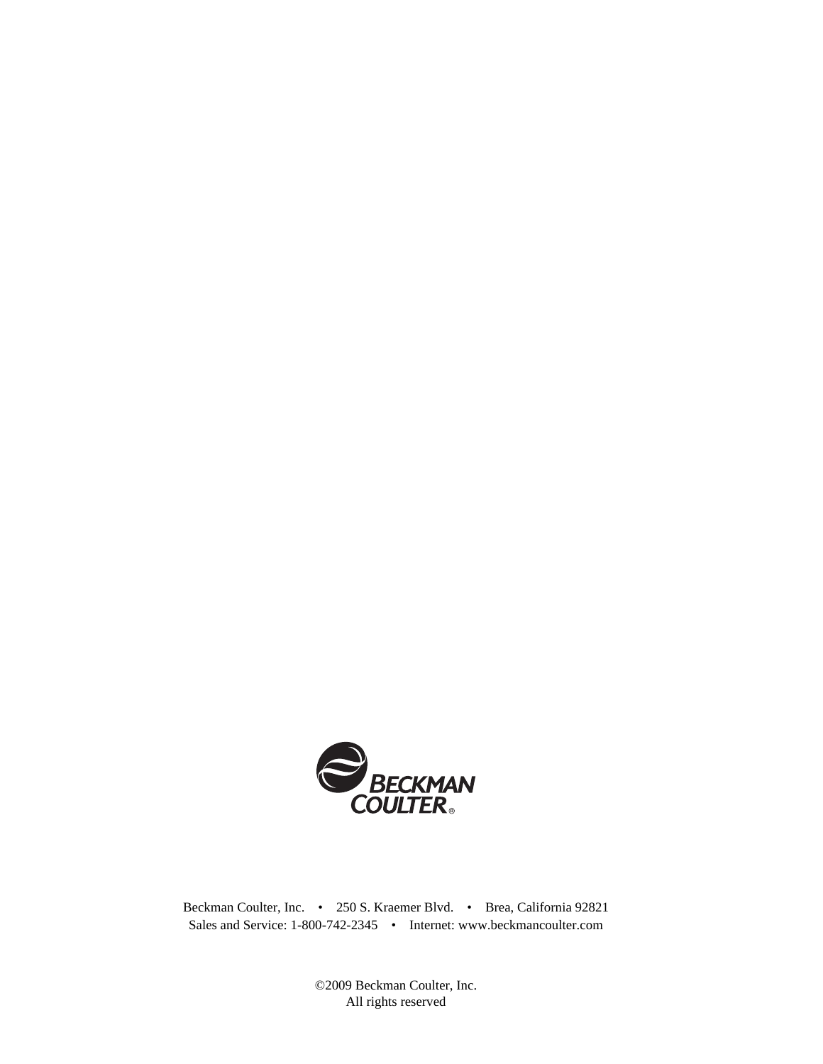BECKMAN COULTER®

Beckman Coulter, Inc. • 250 S. Kraemer Blvd. • Brea, California 92821
Sales and Service: 1-800-742-2345 • Internet: www.beckmancoulter.com

©2009 Beckman Coulter, Inc.
All rights reserved